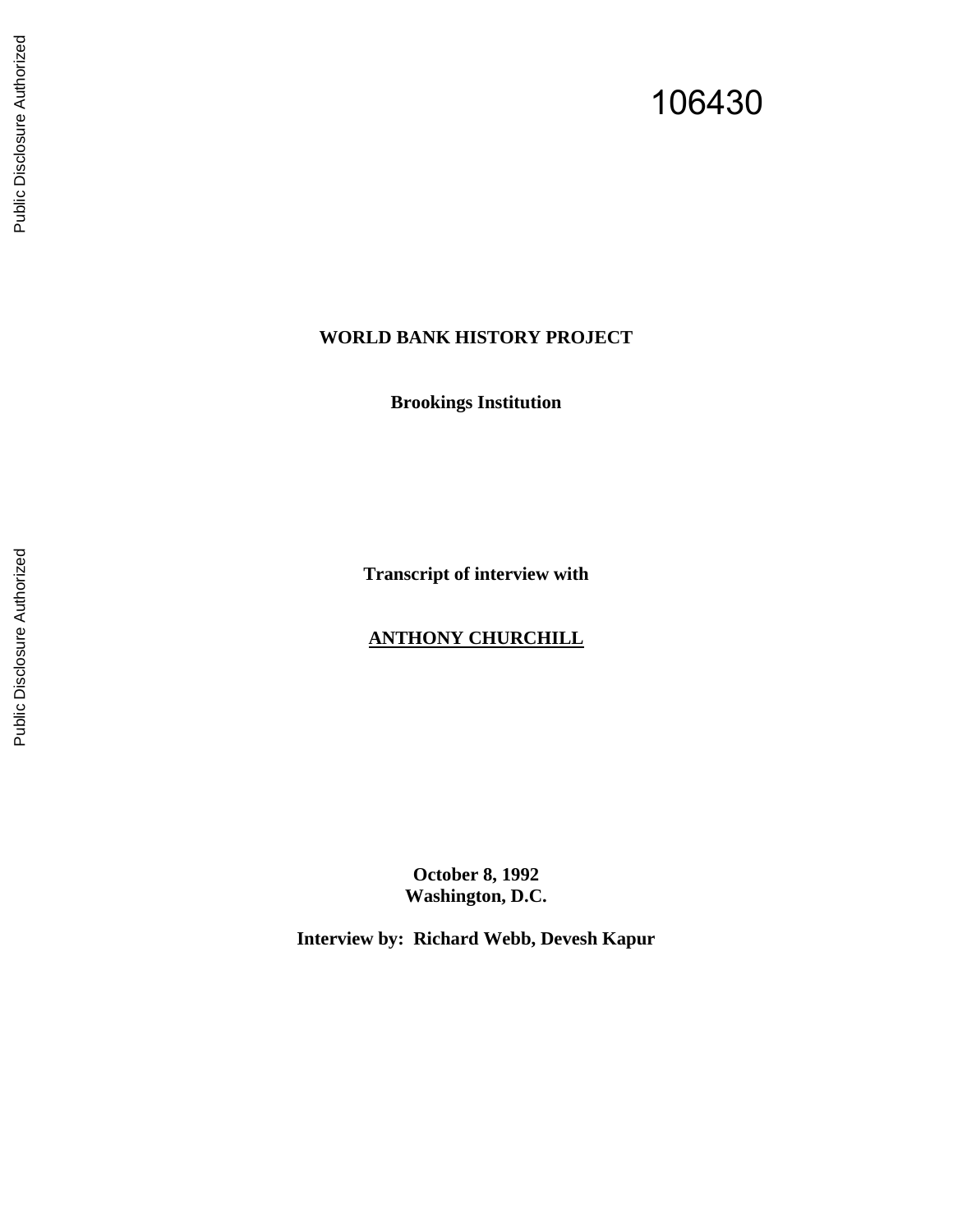106430

**WORLD BANK HISTORY PROJECT**

**Brookings Institution**

**Transcript of interview with**

**ANTHONY CHURCHILL**

**October 8, 1992**
**Washington, D.C.**

**Interview by: Richard Webb, Devesh Kapur**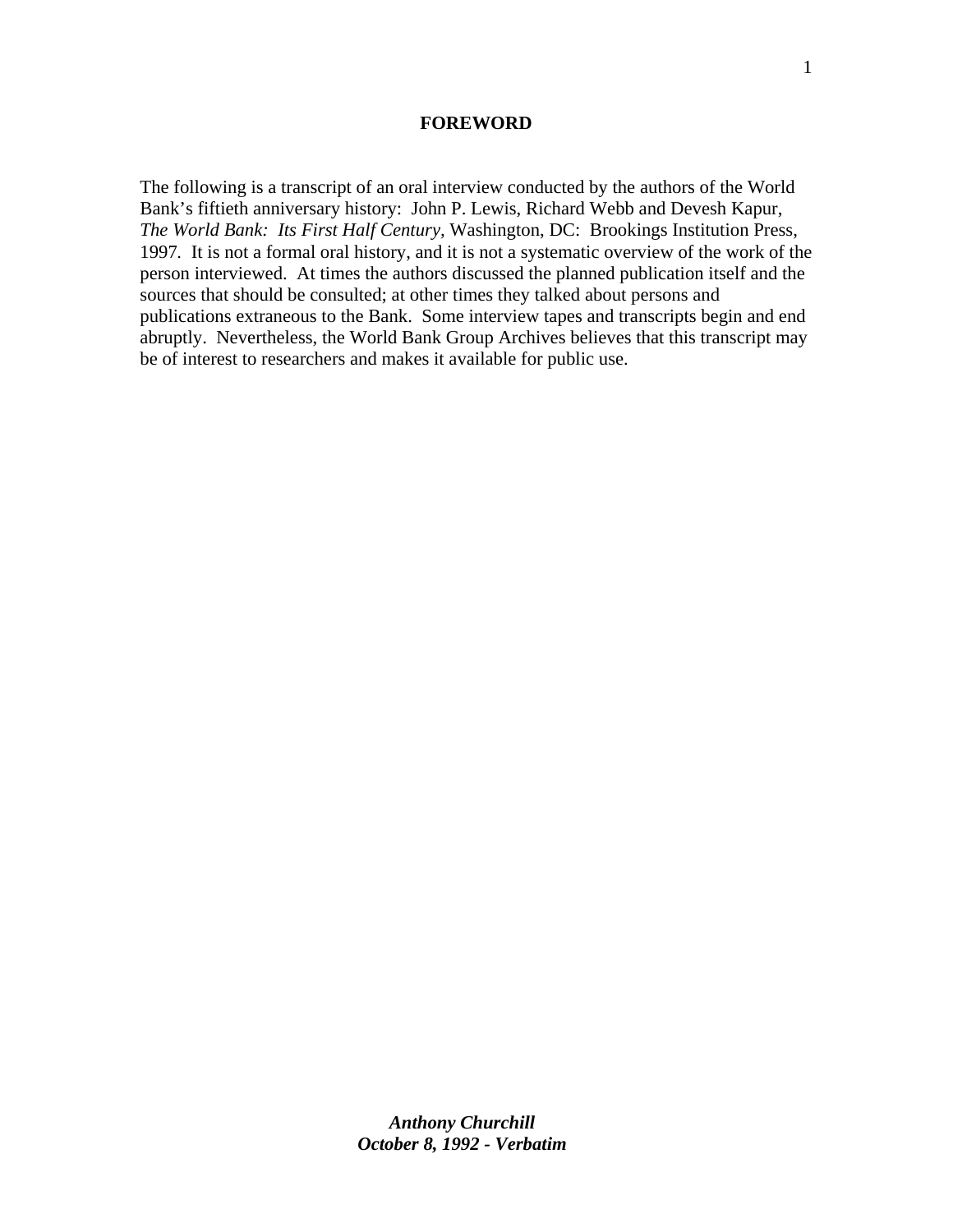## FOREWORD

The following is a transcript of an oral interview conducted by the authors of the World Bank's fiftieth anniversary history: John P. Lewis, Richard Webb and Devesh Kapur, *The World Bank: Its First Half Century*, Washington, DC: Brookings Institution Press, 1997. It is not a formal oral history, and it is not a systematic overview of the work of the person interviewed. At times the authors discussed the planned publication itself and the sources that should be consulted; at other times they talked about persons and publications extraneous to the Bank. Some interview tapes and transcripts begin and end abruptly. Nevertheless, the World Bank Group Archives believes that this transcript may be of interest to researchers and makes it available for public use.

***Anthony Churchill***
***October 8, 1992 - Verbatim***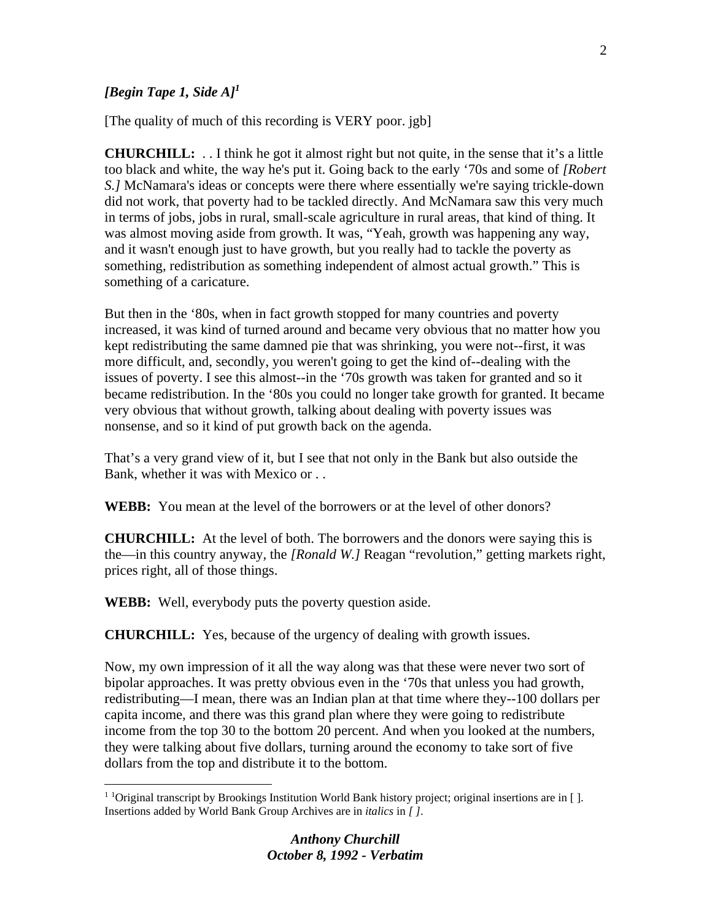***[Begin Tape 1, Side A]***[1]

[The quality of much of this recording is VERY poor. jgb]

**CHURCHILL:** . . I think he got it almost right but not quite, in the sense that it's a little too black and white, the way he's put it. Going back to the early '70s and some of *[Robert S.]* McNamara's ideas or concepts were there where essentially we're saying trickle-down did not work, that poverty had to be tackled directly. And McNamara saw this very much in terms of jobs, jobs in rural, small-scale agriculture in rural areas, that kind of thing. It was almost moving aside from growth. It was, "Yeah, growth was happening any way, and it wasn't enough just to have growth, but you really had to tackle the poverty as something, redistribution as something independent of almost actual growth." This is something of a caricature.

But then in the '80s, when in fact growth stopped for many countries and poverty increased, it was kind of turned around and became very obvious that no matter how you kept redistributing the same damned pie that was shrinking, you were not--first, it was more difficult, and, secondly, you weren't going to get the kind of--dealing with the issues of poverty. I see this almost--in the '70s growth was taken for granted and so it became redistribution. In the '80s you could no longer take growth for granted. It became very obvious that without growth, talking about dealing with poverty issues was nonsense, and so it kind of put growth back on the agenda.

That's a very grand view of it, but I see that not only in the Bank but also outside the Bank, whether it was with Mexico or . .

**WEBB:** You mean at the level of the borrowers or at the level of other donors?

**CHURCHILL:** At the level of both. The borrowers and the donors were saying this is the—in this country anyway, the *[Ronald W.]* Reagan "revolution," getting markets right, prices right, all of those things.

**WEBB:** Well, everybody puts the poverty question aside.

**CHURCHILL:** Yes, because of the urgency of dealing with growth issues.

Now, my own impression of it all the way along was that these were never two sort of bipolar approaches. It was pretty obvious even in the '70s that unless you had growth, redistributing—I mean, there was an Indian plan at that time where they--100 dollars per capita income, and there was this grand plan where they were going to redistribute income from the top 30 to the bottom 20 percent. And when you looked at the numbers, they were talking about five dollars, turning around the economy to take sort of five dollars from the top and distribute it to the bottom.

---

[1] Original transcript by Brookings Institution World Bank history project; original insertions are in [ ]. Insertions added by World Bank Group Archives are in *italics* in *[ ]*.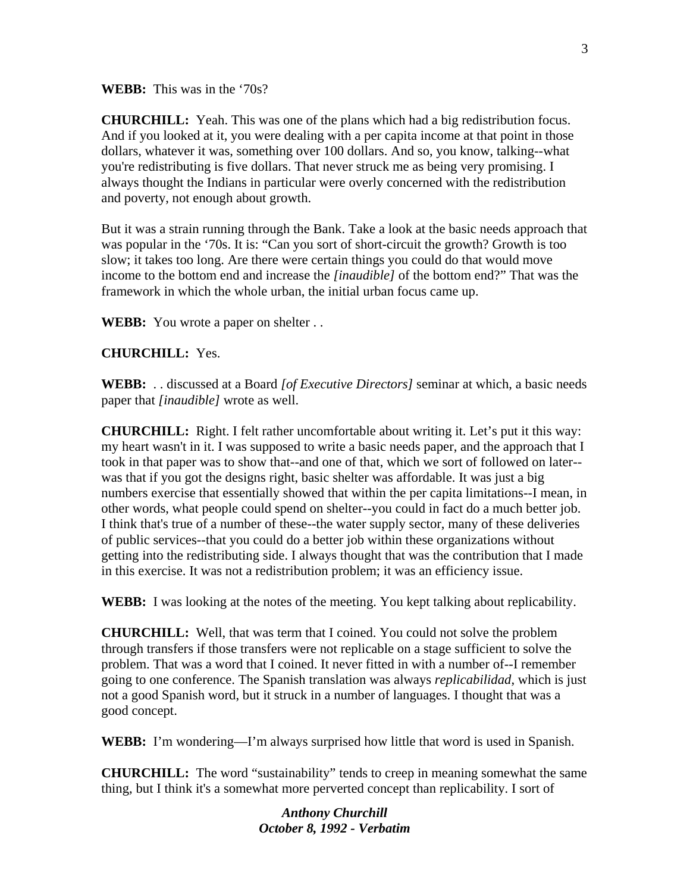**WEBB:** This was in the '70s?

**CHURCHILL:** Yeah. This was one of the plans which had a big redistribution focus. And if you looked at it, you were dealing with a per capita income at that point in those dollars, whatever it was, something over 100 dollars. And so, you know, talking--what you're redistributing is five dollars. That never struck me as being very promising. I always thought the Indians in particular were overly concerned with the redistribution and poverty, not enough about growth.

But it was a strain running through the Bank. Take a look at the basic needs approach that was popular in the '70s. It is: "Can you sort of short-circuit the growth? Growth is too slow; it takes too long. Are there were certain things you could do that would move income to the bottom end and increase the *[inaudible]* of the bottom end?" That was the framework in which the whole urban, the initial urban focus came up.

**WEBB:** You wrote a paper on shelter . .

**CHURCHILL:** Yes.

**WEBB:** . . discussed at a Board *[of Executive Directors]* seminar at which, a basic needs paper that *[inaudible]* wrote as well.

**CHURCHILL:** Right. I felt rather uncomfortable about writing it. Let's put it this way: my heart wasn't in it. I was supposed to write a basic needs paper, and the approach that I took in that paper was to show that--and one of that, which we sort of followed on later--was that if you got the designs right, basic shelter was affordable. It was just a big numbers exercise that essentially showed that within the per capita limitations--I mean, in other words, what people could spend on shelter--you could in fact do a much better job. I think that's true of a number of these--the water supply sector, many of these deliveries of public services--that you could do a better job within these organizations without getting into the redistributing side. I always thought that was the contribution that I made in this exercise. It was not a redistribution problem; it was an efficiency issue.

**WEBB:** I was looking at the notes of the meeting. You kept talking about replicability.

**CHURCHILL:** Well, that was term that I coined. You could not solve the problem through transfers if those transfers were not replicable on a stage sufficient to solve the problem. That was a word that I coined. It never fitted in with a number of--I remember going to one conference. The Spanish translation was always *replicabilidad*, which is just not a good Spanish word, but it struck in a number of languages. I thought that was a good concept.

**WEBB:** I'm wondering—I'm always surprised how little that word is used in Spanish.

**CHURCHILL:** The word "sustainability" tends to creep in meaning somewhat the same thing, but I think it's a somewhat more perverted concept than replicability. I sort of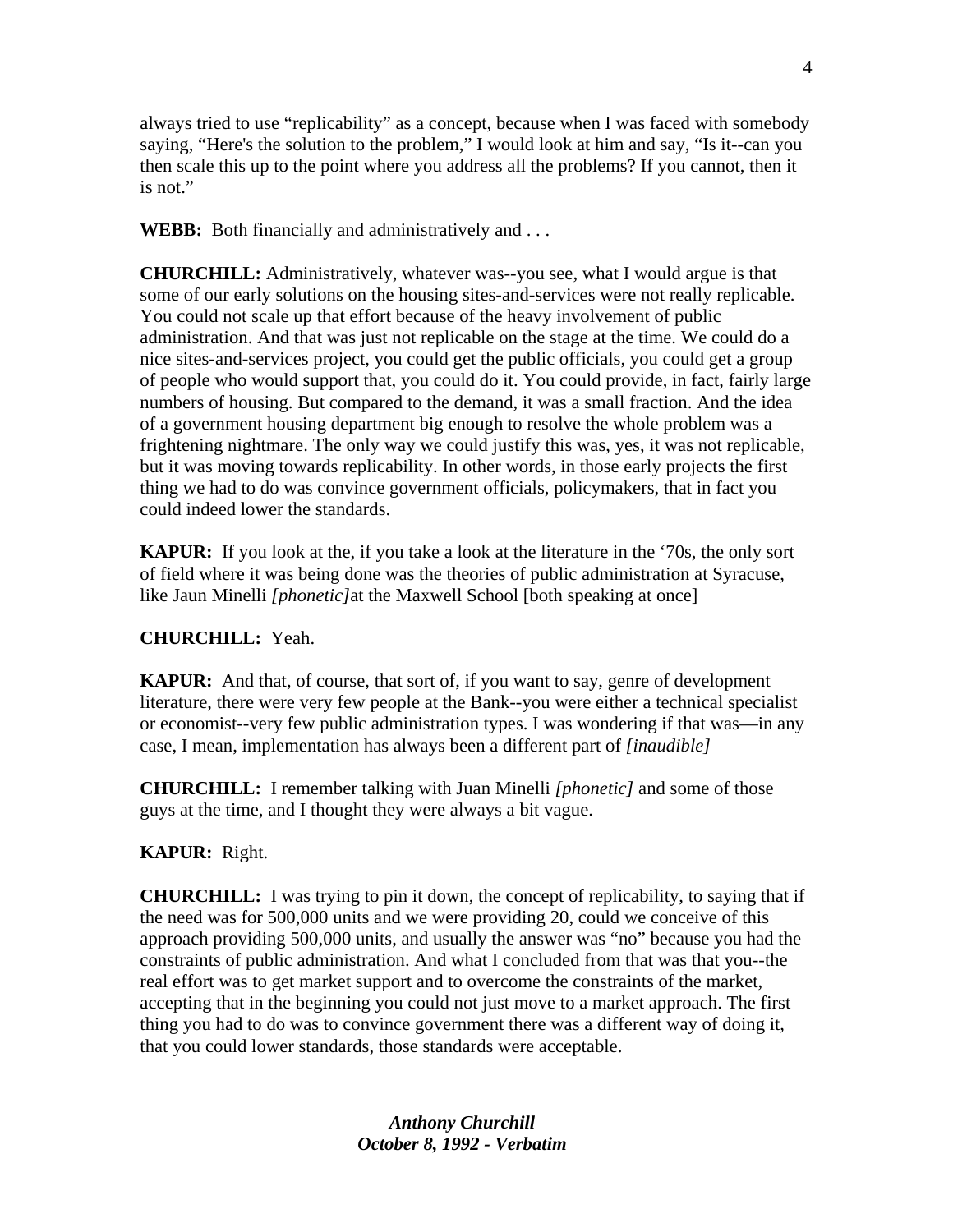always tried to use "replicability" as a concept, because when I was faced with somebody saying, "Here's the solution to the problem," I would look at him and say, "Is it--can you then scale this up to the point where you address all the problems? If you cannot, then it is not."

**WEBB:** Both financially and administratively and . . .

**CHURCHILL:** Administratively, whatever was--you see, what I would argue is that some of our early solutions on the housing sites-and-services were not really replicable. You could not scale up that effort because of the heavy involvement of public administration. And that was just not replicable on the stage at the time. We could do a nice sites-and-services project, you could get the public officials, you could get a group of people who would support that, you could do it. You could provide, in fact, fairly large numbers of housing. But compared to the demand, it was a small fraction. And the idea of a government housing department big enough to resolve the whole problem was a frightening nightmare. The only way we could justify this was, yes, it was not replicable, but it was moving towards replicability. In other words, in those early projects the first thing we had to do was convince government officials, policymakers, that in fact you could indeed lower the standards.

**KAPUR:** If you look at the, if you take a look at the literature in the '70s, the only sort of field where it was being done was the theories of public administration at Syracuse, like Jaun Minelli *[phonetic]* at the Maxwell School [both speaking at once]

**CHURCHILL:** Yeah.

**KAPUR:** And that, of course, that sort of, if you want to say, genre of development literature, there were very few people at the Bank--you were either a technical specialist or economist--very few public administration types. I was wondering if that was—in any case, I mean, implementation has always been a different part of *[inaudible]*

**CHURCHILL:** I remember talking with Juan Minelli *[phonetic]* and some of those guys at the time, and I thought they were always a bit vague.

**KAPUR:** Right.

**CHURCHILL:** I was trying to pin it down, the concept of replicability, to saying that if the need was for 500,000 units and we were providing 20, could we conceive of this approach providing 500,000 units, and usually the answer was "no" because you had the constraints of public administration. And what I concluded from that was that you--the real effort was to get market support and to overcome the constraints of the market, accepting that in the beginning you could not just move to a market approach. The first thing you had to do was to convince government there was a different way of doing it, that you could lower standards, those standards were acceptable.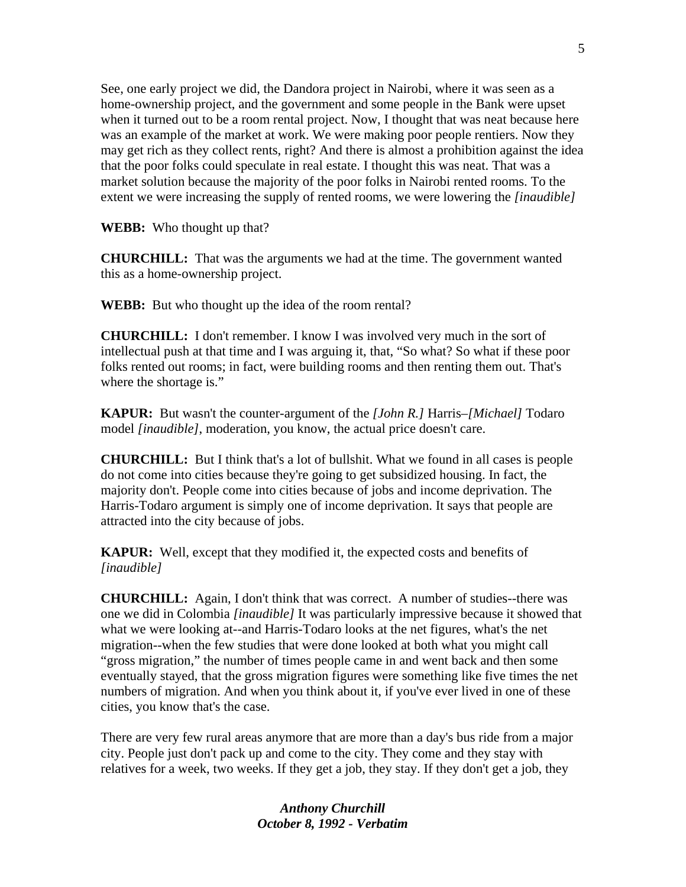See, one early project we did, the Dandora project in Nairobi, where it was seen as a home-ownership project, and the government and some people in the Bank were upset when it turned out to be a room rental project. Now, I thought that was neat because here was an example of the market at work. We were making poor people rentiers. Now they may get rich as they collect rents, right? And there is almost a prohibition against the idea that the poor folks could speculate in real estate. I thought this was neat. That was a market solution because the majority of the poor folks in Nairobi rented rooms. To the extent we were increasing the supply of rented rooms, we were lowering the *[inaudible]*

**WEBB:** Who thought up that?

**CHURCHILL:** That was the arguments we had at the time. The government wanted this as a home-ownership project.

**WEBB:** But who thought up the idea of the room rental?

**CHURCHILL:** I don't remember. I know I was involved very much in the sort of intellectual push at that time and I was arguing it, that, "So what? So what if these poor folks rented out rooms; in fact, were building rooms and then renting them out. That's where the shortage is."

**KAPUR:** But wasn't the counter-argument of the *[John R.]* Harris–*[Michael]* Todaro model *[inaudible]*, moderation, you know, the actual price doesn't care.

**CHURCHILL:** But I think that's a lot of bullshit. What we found in all cases is people do not come into cities because they're going to get subsidized housing. In fact, the majority don't. People come into cities because of jobs and income deprivation. The Harris-Todaro argument is simply one of income deprivation. It says that people are attracted into the city because of jobs.

**KAPUR:** Well, except that they modified it, the expected costs and benefits of *[inaudible]*

**CHURCHILL:** Again, I don't think that was correct. A number of studies--there was one we did in Colombia *[inaudible]* It was particularly impressive because it showed that what we were looking at--and Harris-Todaro looks at the net figures, what's the net migration--when the few studies that were done looked at both what you might call "gross migration," the number of times people came in and went back and then some eventually stayed, that the gross migration figures were something like five times the net numbers of migration. And when you think about it, if you've ever lived in one of these cities, you know that's the case.

There are very few rural areas anymore that are more than a day's bus ride from a major city. People just don't pack up and come to the city. They come and they stay with relatives for a week, two weeks. If they get a job, they stay. If they don't get a job, they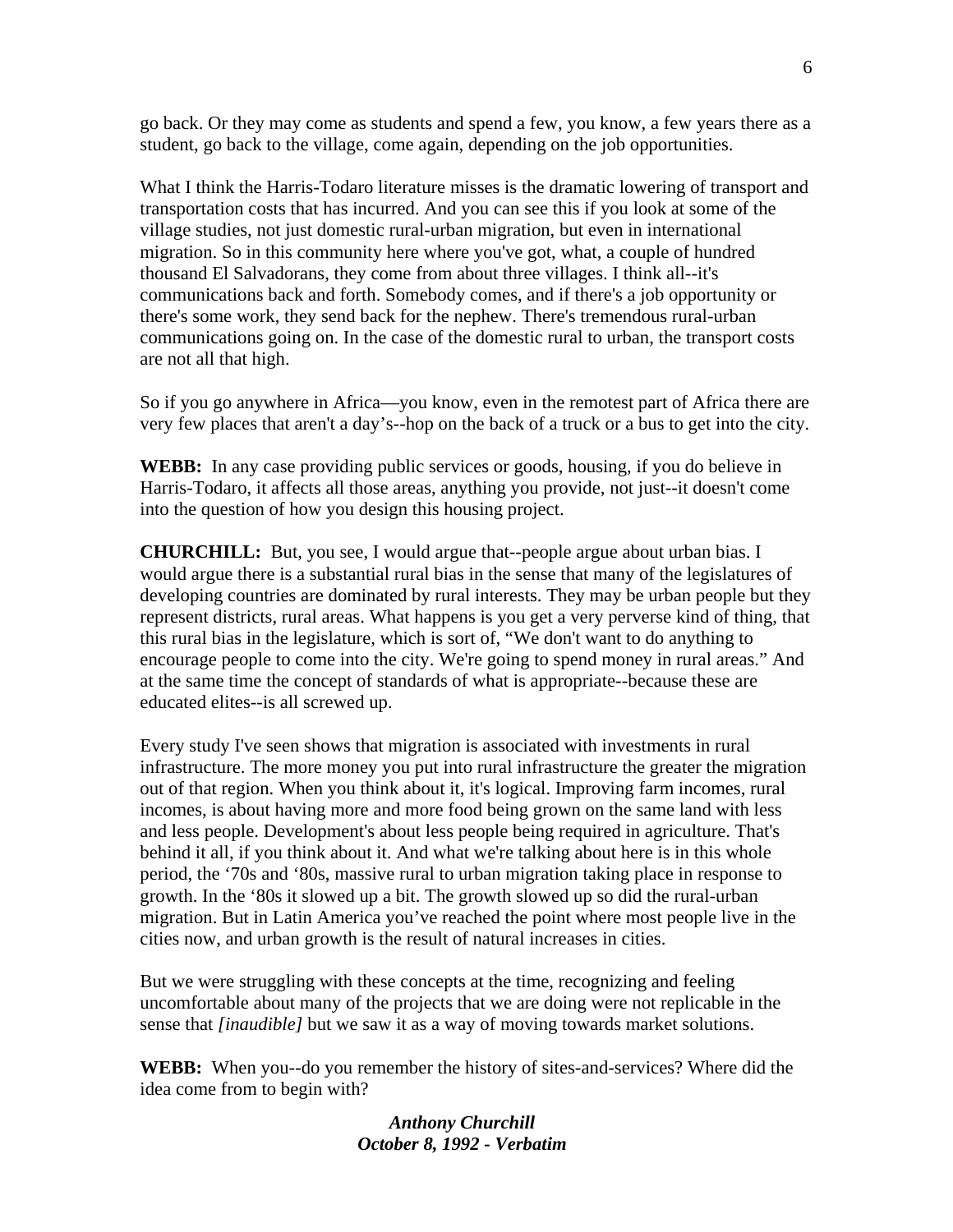go back. Or they may come as students and spend a few, you know, a few years there as a student, go back to the village, come again, depending on the job opportunities.

What I think the Harris-Todaro literature misses is the dramatic lowering of transport and transportation costs that has incurred. And you can see this if you look at some of the village studies, not just domestic rural-urban migration, but even in international migration. So in this community here where you've got, what, a couple of hundred thousand El Salvadorans, they come from about three villages. I think all--it's communications back and forth. Somebody comes, and if there's a job opportunity or there's some work, they send back for the nephew. There's tremendous rural-urban communications going on. In the case of the domestic rural to urban, the transport costs are not all that high.

So if you go anywhere in Africa—you know, even in the remotest part of Africa there are very few places that aren't a day's--hop on the back of a truck or a bus to get into the city.

**WEBB:** In any case providing public services or goods, housing, if you do believe in Harris-Todaro, it affects all those areas, anything you provide, not just--it doesn't come into the question of how you design this housing project.

**CHURCHILL:** But, you see, I would argue that--people argue about urban bias. I would argue there is a substantial rural bias in the sense that many of the legislatures of developing countries are dominated by rural interests. They may be urban people but they represent districts, rural areas. What happens is you get a very perverse kind of thing, that this rural bias in the legislature, which is sort of, "We don't want to do anything to encourage people to come into the city. We're going to spend money in rural areas." And at the same time the concept of standards of what is appropriate--because these are educated elites--is all screwed up.

Every study I've seen shows that migration is associated with investments in rural infrastructure. The more money you put into rural infrastructure the greater the migration out of that region. When you think about it, it's logical. Improving farm incomes, rural incomes, is about having more and more food being grown on the same land with less and less people. Development's about less people being required in agriculture. That's behind it all, if you think about it. And what we're talking about here is in this whole period, the '70s and '80s, massive rural to urban migration taking place in response to growth. In the '80s it slowed up a bit. The growth slowed up so did the rural-urban migration. But in Latin America you've reached the point where most people live in the cities now, and urban growth is the result of natural increases in cities.

But we were struggling with these concepts at the time, recognizing and feeling uncomfortable about many of the projects that we are doing were not replicable in the sense that *[inaudible]* but we saw it as a way of moving towards market solutions.

**WEBB:** When you--do you remember the history of sites-and-services? Where did the idea come from to begin with?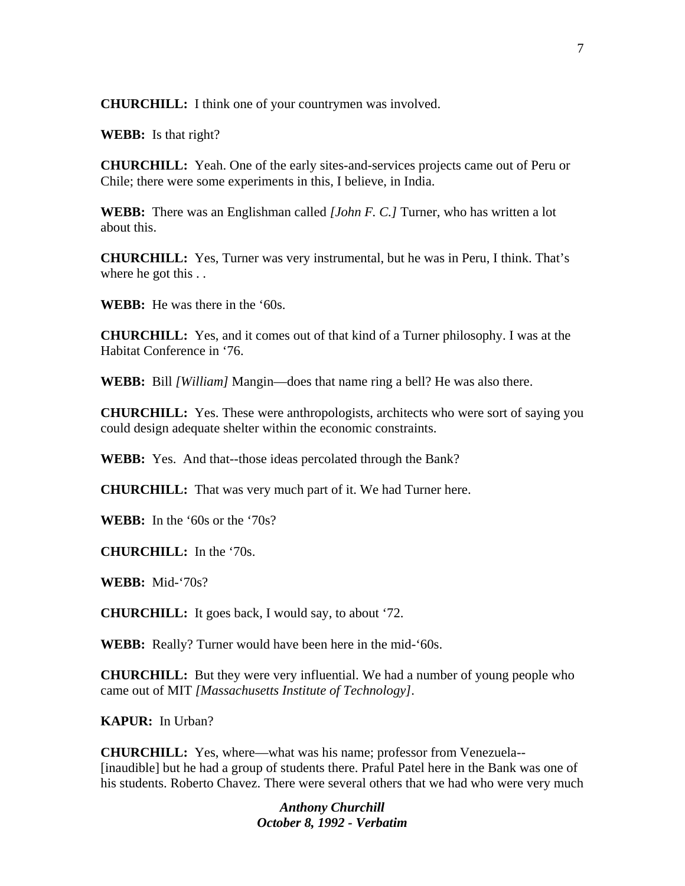**CHURCHILL:** I think one of your countrymen was involved.

**WEBB:** Is that right?

**CHURCHILL:** Yeah. One of the early sites-and-services projects came out of Peru or Chile; there were some experiments in this, I believe, in India.

**WEBB:** There was an Englishman called *[John F. C.]* Turner, who has written a lot about this.

**CHURCHILL:** Yes, Turner was very instrumental, but he was in Peru, I think. That's where he got this . .

**WEBB:** He was there in the '60s.

**CHURCHILL:** Yes, and it comes out of that kind of a Turner philosophy. I was at the Habitat Conference in '76.

**WEBB:** Bill *[William]* Mangin—does that name ring a bell? He was also there.

**CHURCHILL:** Yes. These were anthropologists, architects who were sort of saying you could design adequate shelter within the economic constraints.

**WEBB:** Yes. And that--those ideas percolated through the Bank?

**CHURCHILL:** That was very much part of it. We had Turner here.

**WEBB:** In the '60s or the '70s?

**CHURCHILL:** In the '70s.

**WEBB:** Mid-'70s?

**CHURCHILL:** It goes back, I would say, to about '72.

**WEBB:** Really? Turner would have been here in the mid-'60s.

**CHURCHILL:** But they were very influential. We had a number of young people who came out of MIT *[Massachusetts Institute of Technology]*.

**KAPUR:** In Urban?

**CHURCHILL:** Yes, where—what was his name; professor from Venezuela-- [inaudible] but he had a group of students there. Praful Patel here in the Bank was one of his students. Roberto Chavez. There were several others that we had who were very much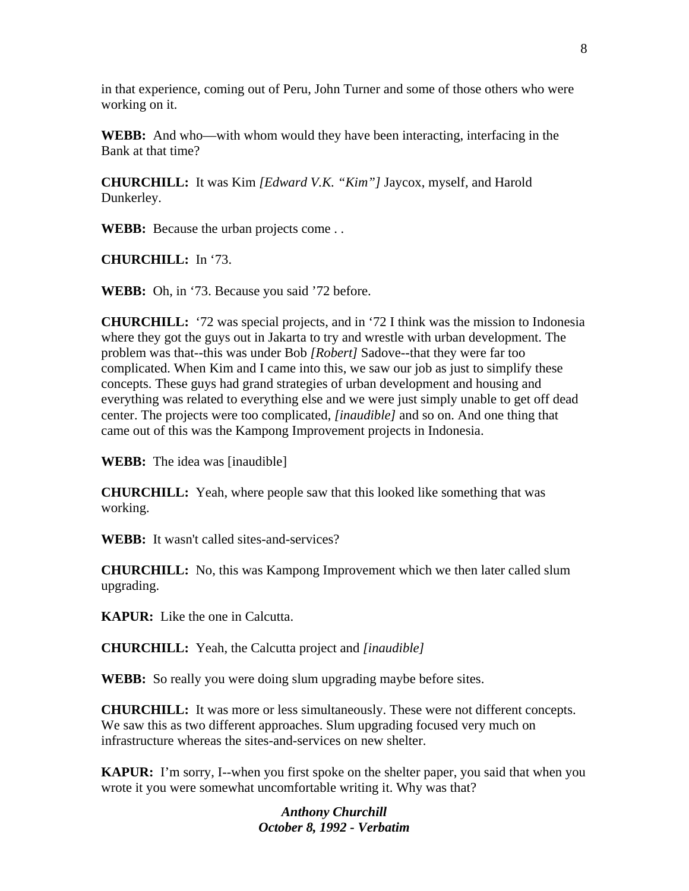in that experience, coming out of Peru, John Turner and some of those others who were working on it.

**WEBB:** And who—with whom would they have been interacting, interfacing in the Bank at that time?

**CHURCHILL:** It was Kim *[Edward V.K. "Kim"]* Jaycox, myself, and Harold Dunkerley.

**WEBB:** Because the urban projects come . .

**CHURCHILL:** In '73.

**WEBB:** Oh, in '73. Because you said '72 before.

**CHURCHILL:** '72 was special projects, and in '72 I think was the mission to Indonesia where they got the guys out in Jakarta to try and wrestle with urban development. The problem was that--this was under Bob *[Robert]* Sadove--that they were far too complicated. When Kim and I came into this, we saw our job as just to simplify these concepts. These guys had grand strategies of urban development and housing and everything was related to everything else and we were just simply unable to get off dead center. The projects were too complicated, *[inaudible]* and so on. And one thing that came out of this was the Kampong Improvement projects in Indonesia.

**WEBB:** The idea was [inaudible]

**CHURCHILL:** Yeah, where people saw that this looked like something that was working.

**WEBB:** It wasn't called sites-and-services?

**CHURCHILL:** No, this was Kampong Improvement which we then later called slum upgrading.

**KAPUR:** Like the one in Calcutta.

**CHURCHILL:** Yeah, the Calcutta project and *[inaudible]*

**WEBB:** So really you were doing slum upgrading maybe before sites.

**CHURCHILL:** It was more or less simultaneously. These were not different concepts. We saw this as two different approaches. Slum upgrading focused very much on infrastructure whereas the sites-and-services on new shelter.

**KAPUR:** I'm sorry, I--when you first spoke on the shelter paper, you said that when you wrote it you were somewhat uncomfortable writing it. Why was that?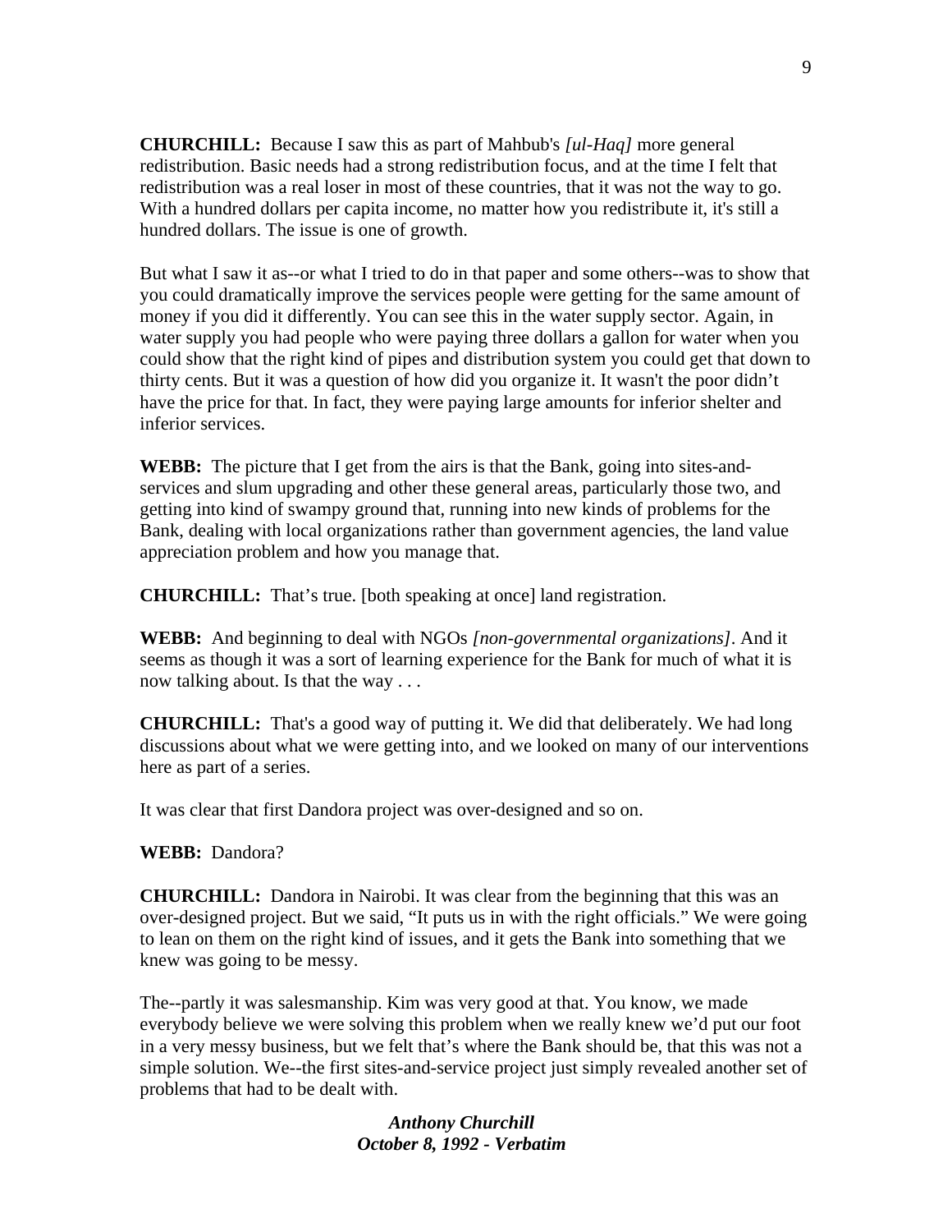**CHURCHILL:** Because I saw this as part of Mahbub's *[ul-Haq]* more general redistribution. Basic needs had a strong redistribution focus, and at the time I felt that redistribution was a real loser in most of these countries, that it was not the way to go. With a hundred dollars per capita income, no matter how you redistribute it, it's still a hundred dollars. The issue is one of growth.

But what I saw it as--or what I tried to do in that paper and some others--was to show that you could dramatically improve the services people were getting for the same amount of money if you did it differently. You can see this in the water supply sector. Again, in water supply you had people who were paying three dollars a gallon for water when you could show that the right kind of pipes and distribution system you could get that down to thirty cents. But it was a question of how did you organize it. It wasn't the poor didn't have the price for that. In fact, they were paying large amounts for inferior shelter and inferior services.

**WEBB:** The picture that I get from the airs is that the Bank, going into sites-and-services and slum upgrading and other these general areas, particularly those two, and getting into kind of swampy ground that, running into new kinds of problems for the Bank, dealing with local organizations rather than government agencies, the land value appreciation problem and how you manage that.

**CHURCHILL:** That's true. [both speaking at once] land registration.

**WEBB:** And beginning to deal with NGOs *[non-governmental organizations]*. And it seems as though it was a sort of learning experience for the Bank for much of what it is now talking about. Is that the way . . .

**CHURCHILL:** That's a good way of putting it. We did that deliberately. We had long discussions about what we were getting into, and we looked on many of our interventions here as part of a series.

It was clear that first Dandora project was over-designed and so on.

**WEBB:** Dandora?

**CHURCHILL:** Dandora in Nairobi. It was clear from the beginning that this was an over-designed project. But we said, "It puts us in with the right officials." We were going to lean on them on the right kind of issues, and it gets the Bank into something that we knew was going to be messy.

The--partly it was salesmanship. Kim was very good at that. You know, we made everybody believe we were solving this problem when we really knew we'd put our foot in a very messy business, but we felt that's where the Bank should be, that this was not a simple solution. We--the first sites-and-service project just simply revealed another set of problems that had to be dealt with.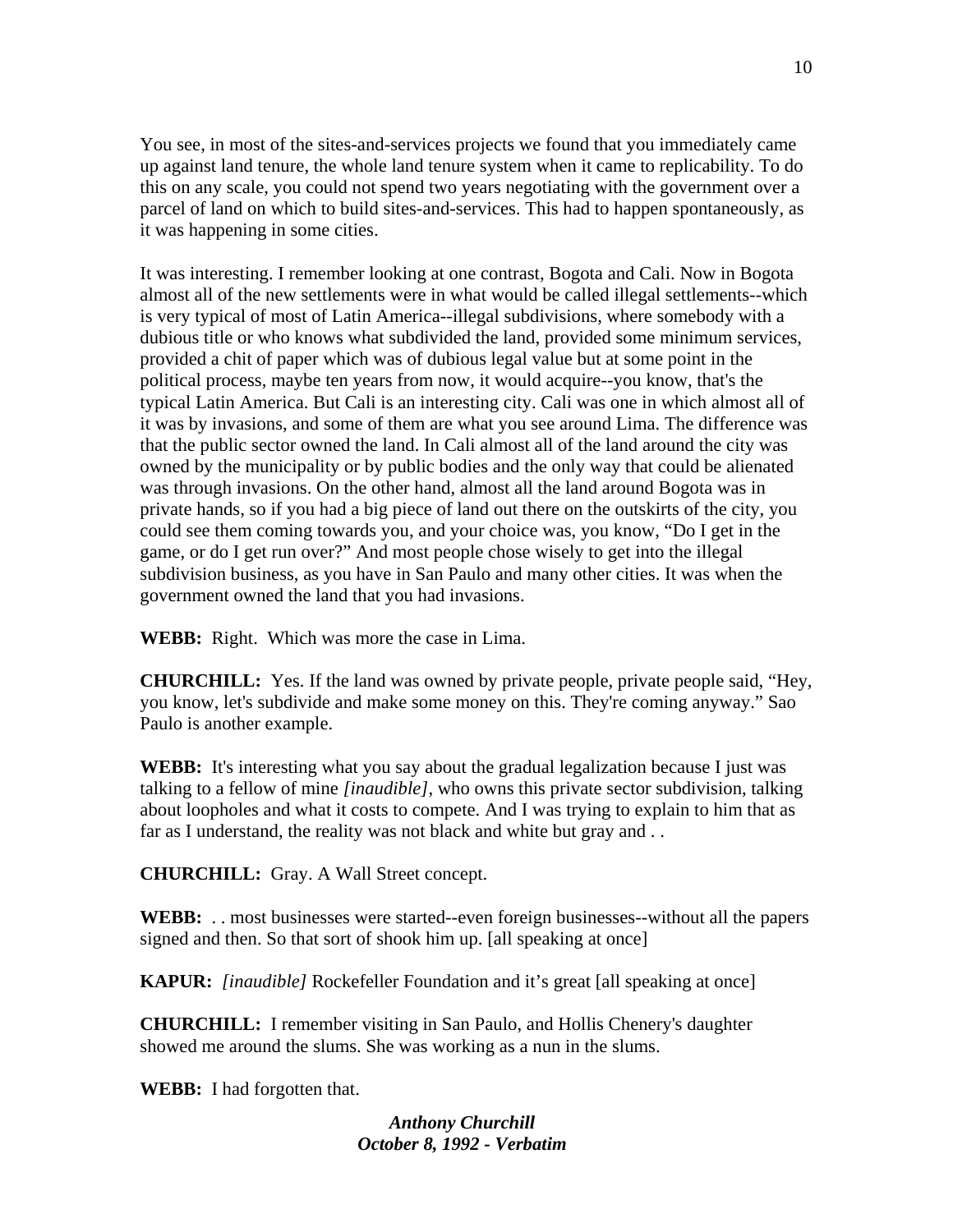You see, in most of the sites-and-services projects we found that you immediately came up against land tenure, the whole land tenure system when it came to replicability. To do this on any scale, you could not spend two years negotiating with the government over a parcel of land on which to build sites-and-services. This had to happen spontaneously, as it was happening in some cities.

It was interesting. I remember looking at one contrast, Bogota and Cali. Now in Bogota almost all of the new settlements were in what would be called illegal settlements--which is very typical of most of Latin America--illegal subdivisions, where somebody with a dubious title or who knows what subdivided the land, provided some minimum services, provided a chit of paper which was of dubious legal value but at some point in the political process, maybe ten years from now, it would acquire--you know, that's the typical Latin America. But Cali is an interesting city. Cali was one in which almost all of it was by invasions, and some of them are what you see around Lima. The difference was that the public sector owned the land. In Cali almost all of the land around the city was owned by the municipality or by public bodies and the only way that could be alienated was through invasions. On the other hand, almost all the land around Bogota was in private hands, so if you had a big piece of land out there on the outskirts of the city, you could see them coming towards you, and your choice was, you know, "Do I get in the game, or do I get run over?" And most people chose wisely to get into the illegal subdivision business, as you have in San Paulo and many other cities. It was when the government owned the land that you had invasions.

**WEBB:** Right. Which was more the case in Lima.

**CHURCHILL:** Yes. If the land was owned by private people, private people said, "Hey, you know, let's subdivide and make some money on this. They're coming anyway." Sao Paulo is another example.

**WEBB:** It's interesting what you say about the gradual legalization because I just was talking to a fellow of mine *[inaudible]*, who owns this private sector subdivision, talking about loopholes and what it costs to compete. And I was trying to explain to him that as far as I understand, the reality was not black and white but gray and . .

**CHURCHILL:** Gray. A Wall Street concept.

**WEBB:** . . most businesses were started--even foreign businesses--without all the papers signed and then. So that sort of shook him up. [all speaking at once]

**KAPUR:** *[inaudible]* Rockefeller Foundation and it's great [all speaking at once]

**CHURCHILL:** I remember visiting in San Paulo, and Hollis Chenery's daughter showed me around the slums. She was working as a nun in the slums.

**WEBB:** I had forgotten that.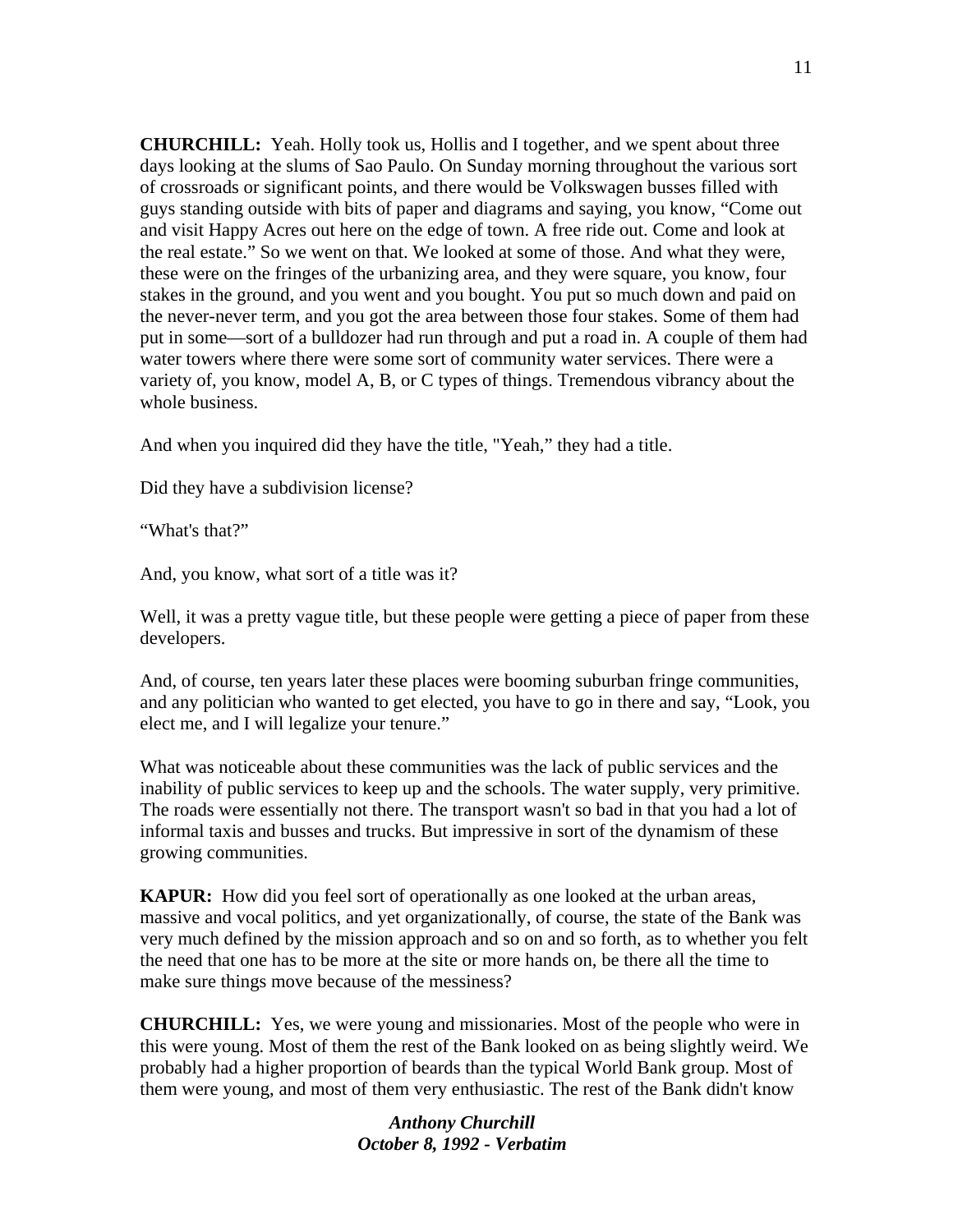**CHURCHILL:** Yeah. Holly took us, Hollis and I together, and we spent about three days looking at the slums of Sao Paulo. On Sunday morning throughout the various sort of crossroads or significant points, and there would be Volkswagen busses filled with guys standing outside with bits of paper and diagrams and saying, you know, “Come out and visit Happy Acres out here on the edge of town. A free ride out. Come and look at the real estate.” So we went on that. We looked at some of those. And what they were, these were on the fringes of the urbanizing area, and they were square, you know, four stakes in the ground, and you went and you bought. You put so much down and paid on the never-never term, and you got the area between those four stakes. Some of them had put in some—sort of a bulldozer had run through and put a road in. A couple of them had water towers where there were some sort of community water services. There were a variety of, you know, model A, B, or C types of things. Tremendous vibrancy about the whole business.

And when you inquired did they have the title, "Yeah,” they had a title.

Did they have a subdivision license?

“What's that?”

And, you know, what sort of a title was it?

Well, it was a pretty vague title, but these people were getting a piece of paper from these developers.

And, of course, ten years later these places were booming suburban fringe communities, and any politician who wanted to get elected, you have to go in there and say, “Look, you elect me, and I will legalize your tenure.”

What was noticeable about these communities was the lack of public services and the inability of public services to keep up and the schools. The water supply, very primitive. The roads were essentially not there. The transport wasn't so bad in that you had a lot of informal taxis and busses and trucks. But impressive in sort of the dynamism of these growing communities.

**KAPUR:** How did you feel sort of operationally as one looked at the urban areas, massive and vocal politics, and yet organizationally, of course, the state of the Bank was very much defined by the mission approach and so on and so forth, as to whether you felt the need that one has to be more at the site or more hands on, be there all the time to make sure things move because of the messiness?

**CHURCHILL:** Yes, we were young and missionaries. Most of the people who were in this were young. Most of them the rest of the Bank looked on as being slightly weird. We probably had a higher proportion of beards than the typical World Bank group. Most of them were young, and most of them very enthusiastic. The rest of the Bank didn't know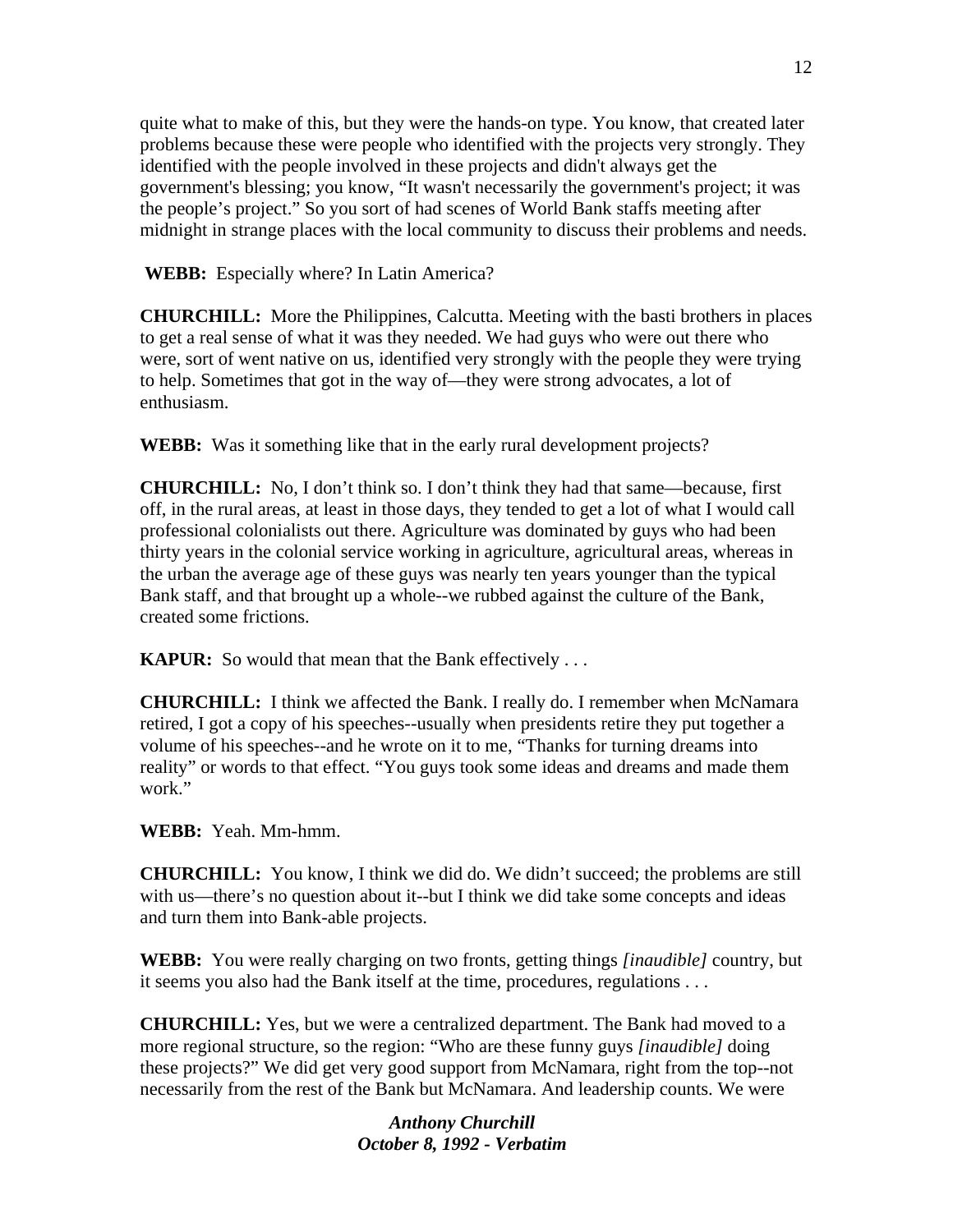quite what to make of this, but they were the hands-on type. You know, that created later problems because these were people who identified with the projects very strongly. They identified with the people involved in these projects and didn't always get the government's blessing; you know, "It wasn't necessarily the government's project; it was the people's project." So you sort of had scenes of World Bank staffs meeting after midnight in strange places with the local community to discuss their problems and needs.

**WEBB:** Especially where? In Latin America?

**CHURCHILL:** More the Philippines, Calcutta. Meeting with the basti brothers in places to get a real sense of what it was they needed. We had guys who were out there who were, sort of went native on us, identified very strongly with the people they were trying to help. Sometimes that got in the way of—they were strong advocates, a lot of enthusiasm.

**WEBB:** Was it something like that in the early rural development projects?

**CHURCHILL:** No, I don't think so. I don't think they had that same—because, first off, in the rural areas, at least in those days, they tended to get a lot of what I would call professional colonialists out there. Agriculture was dominated by guys who had been thirty years in the colonial service working in agriculture, agricultural areas, whereas in the urban the average age of these guys was nearly ten years younger than the typical Bank staff, and that brought up a whole--we rubbed against the culture of the Bank, created some frictions.

**KAPUR:** So would that mean that the Bank effectively . . .

**CHURCHILL:** I think we affected the Bank. I really do. I remember when McNamara retired, I got a copy of his speeches--usually when presidents retire they put together a volume of his speeches--and he wrote on it to me, "Thanks for turning dreams into reality" or words to that effect. "You guys took some ideas and dreams and made them work."

**WEBB:** Yeah. Mm-hmm.

**CHURCHILL:** You know, I think we did do. We didn't succeed; the problems are still with us—there's no question about it--but I think we did take some concepts and ideas and turn them into Bank-able projects.

**WEBB:** You were really charging on two fronts, getting things *[inaudible]* country, but it seems you also had the Bank itself at the time, procedures, regulations . . .

**CHURCHILL:** Yes, but we were a centralized department. The Bank had moved to a more regional structure, so the region: "Who are these funny guys *[inaudible]* doing these projects?" We did get very good support from McNamara, right from the top--not necessarily from the rest of the Bank but McNamara. And leadership counts. We were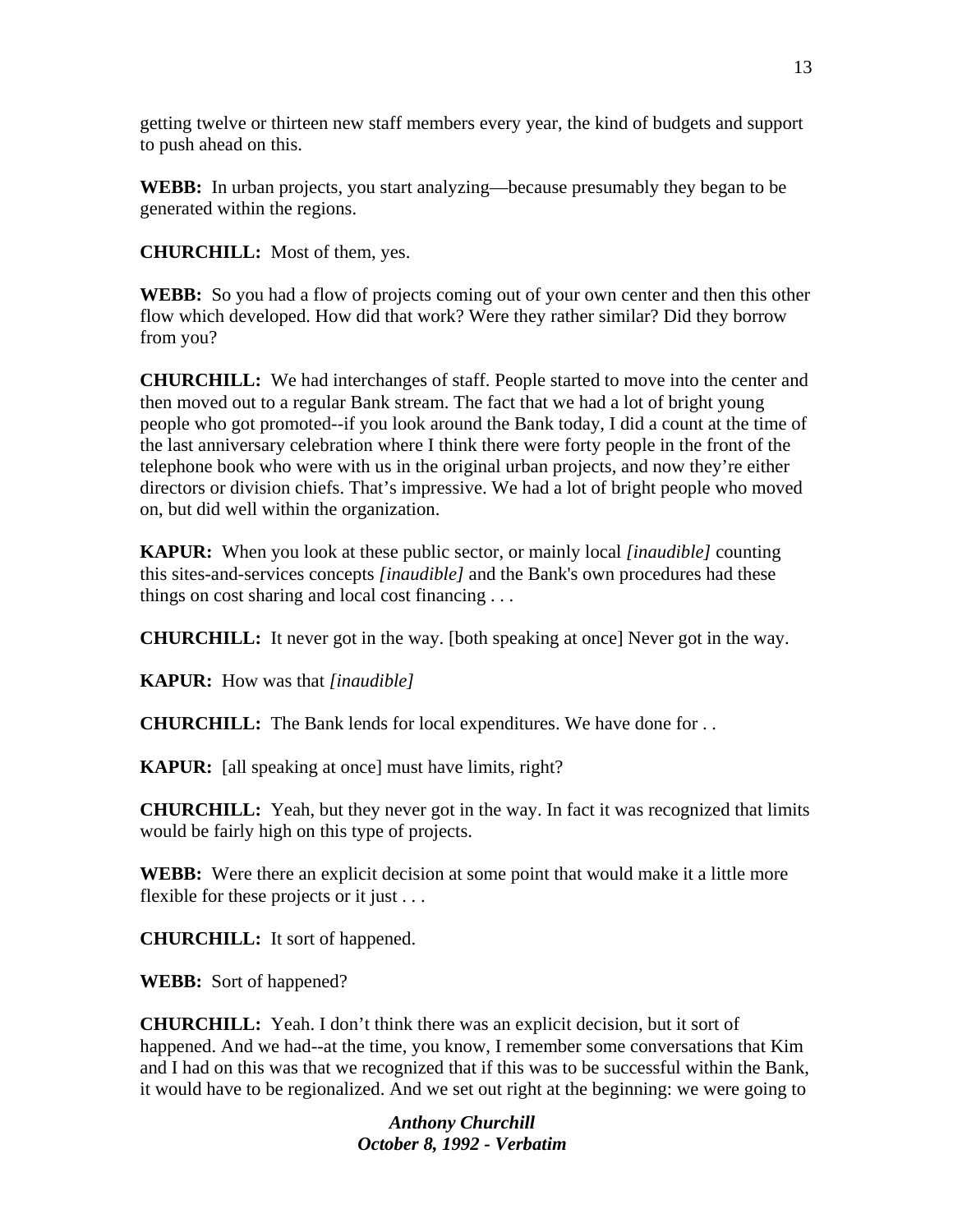getting twelve or thirteen new staff members every year, the kind of budgets and support to push ahead on this.

**WEBB:** In urban projects, you start analyzing—because presumably they began to be generated within the regions.

**CHURCHILL:** Most of them, yes.

**WEBB:** So you had a flow of projects coming out of your own center and then this other flow which developed. How did that work? Were they rather similar? Did they borrow from you?

**CHURCHILL:** We had interchanges of staff. People started to move into the center and then moved out to a regular Bank stream. The fact that we had a lot of bright young people who got promoted--if you look around the Bank today, I did a count at the time of the last anniversary celebration where I think there were forty people in the front of the telephone book who were with us in the original urban projects, and now they're either directors or division chiefs. That's impressive. We had a lot of bright people who moved on, but did well within the organization.

**KAPUR:** When you look at these public sector, or mainly local *[inaudible]* counting this sites-and-services concepts *[inaudible]* and the Bank's own procedures had these things on cost sharing and local cost financing . . .

**CHURCHILL:** It never got in the way. [both speaking at once] Never got in the way.

**KAPUR:** How was that *[inaudible]*

**CHURCHILL:** The Bank lends for local expenditures. We have done for . .

**KAPUR:** [all speaking at once] must have limits, right?

**CHURCHILL:** Yeah, but they never got in the way. In fact it was recognized that limits would be fairly high on this type of projects.

**WEBB:** Were there an explicit decision at some point that would make it a little more flexible for these projects or it just . . .

**CHURCHILL:** It sort of happened.

**WEBB:** Sort of happened?

**CHURCHILL:** Yeah. I don't think there was an explicit decision, but it sort of happened. And we had--at the time, you know, I remember some conversations that Kim and I had on this was that we recognized that if this was to be successful within the Bank, it would have to be regionalized. And we set out right at the beginning: we were going to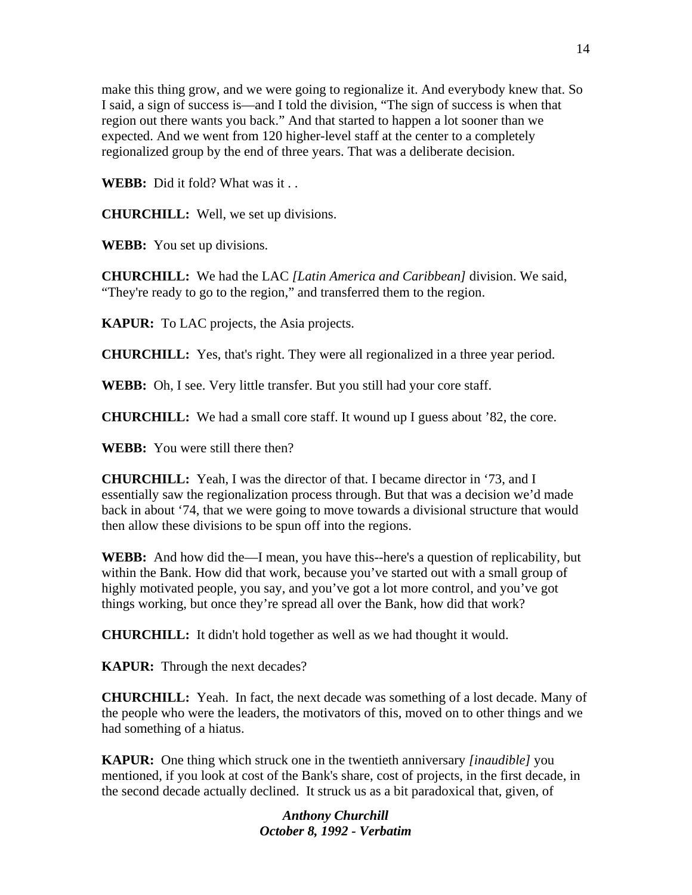make this thing grow, and we were going to regionalize it. And everybody knew that. So I said, a sign of success is—and I told the division, "The sign of success is when that region out there wants you back." And that started to happen a lot sooner than we expected. And we went from 120 higher-level staff at the center to a completely regionalized group by the end of three years. That was a deliberate decision.

**WEBB:** Did it fold? What was it . .

**CHURCHILL:** Well, we set up divisions.

**WEBB:** You set up divisions.

**CHURCHILL:** We had the LAC *[Latin America and Caribbean]* division. We said, "They're ready to go to the region," and transferred them to the region.

**KAPUR:** To LAC projects, the Asia projects.

**CHURCHILL:** Yes, that's right. They were all regionalized in a three year period.

**WEBB:** Oh, I see. Very little transfer. But you still had your core staff.

**CHURCHILL:** We had a small core staff. It wound up I guess about '82, the core.

**WEBB:** You were still there then?

**CHURCHILL:** Yeah, I was the director of that. I became director in '73, and I essentially saw the regionalization process through. But that was a decision we'd made back in about '74, that we were going to move towards a divisional structure that would then allow these divisions to be spun off into the regions.

**WEBB:** And how did the—I mean, you have this--here's a question of replicability, but within the Bank. How did that work, because you've started out with a small group of highly motivated people, you say, and you've got a lot more control, and you've got things working, but once they're spread all over the Bank, how did that work?

**CHURCHILL:** It didn't hold together as well as we had thought it would.

**KAPUR:** Through the next decades?

**CHURCHILL:** Yeah. In fact, the next decade was something of a lost decade. Many of the people who were the leaders, the motivators of this, moved on to other things and we had something of a hiatus.

**KAPUR:** One thing which struck one in the twentieth anniversary *[inaudible]* you mentioned, if you look at cost of the Bank's share, cost of projects, in the first decade, in the second decade actually declined. It struck us as a bit paradoxical that, given, of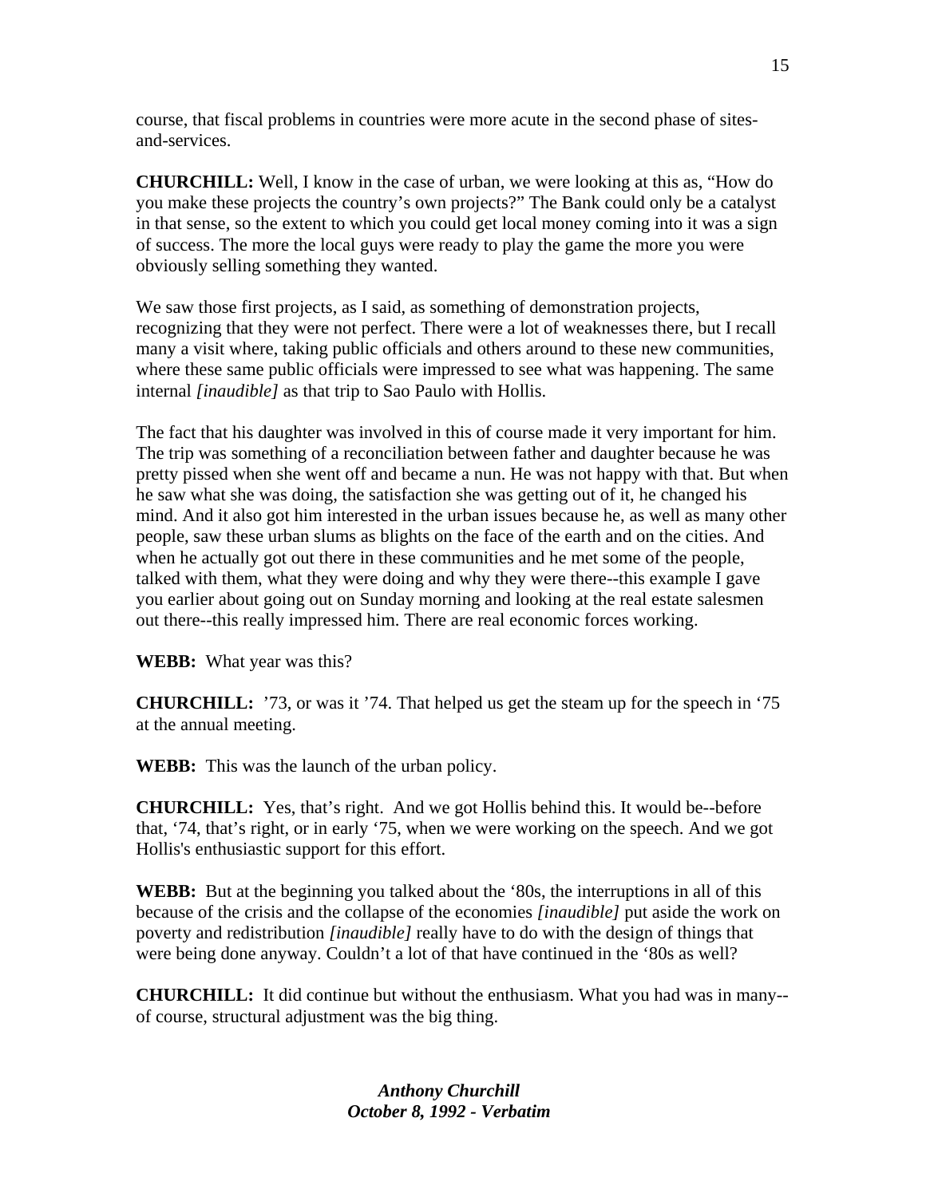course, that fiscal problems in countries were more acute in the second phase of sites-and-services.

**CHURCHILL:** Well, I know in the case of urban, we were looking at this as, "How do you make these projects the country's own projects?" The Bank could only be a catalyst in that sense, so the extent to which you could get local money coming into it was a sign of success. The more the local guys were ready to play the game the more you were obviously selling something they wanted.

We saw those first projects, as I said, as something of demonstration projects, recognizing that they were not perfect. There were a lot of weaknesses there, but I recall many a visit where, taking public officials and others around to these new communities, where these same public officials were impressed to see what was happening. The same internal *[inaudible]* as that trip to Sao Paulo with Hollis.

The fact that his daughter was involved in this of course made it very important for him. The trip was something of a reconciliation between father and daughter because he was pretty pissed when she went off and became a nun. He was not happy with that. But when he saw what she was doing, the satisfaction she was getting out of it, he changed his mind. And it also got him interested in the urban issues because he, as well as many other people, saw these urban slums as blights on the face of the earth and on the cities. And when he actually got out there in these communities and he met some of the people, talked with them, what they were doing and why they were there--this example I gave you earlier about going out on Sunday morning and looking at the real estate salesmen out there--this really impressed him. There are real economic forces working.

**WEBB:** What year was this?

**CHURCHILL:** '73, or was it '74. That helped us get the steam up for the speech in '75 at the annual meeting.

**WEBB:** This was the launch of the urban policy.

**CHURCHILL:** Yes, that's right. And we got Hollis behind this. It would be--before that, '74, that's right, or in early '75, when we were working on the speech. And we got Hollis's enthusiastic support for this effort.

**WEBB:** But at the beginning you talked about the '80s, the interruptions in all of this because of the crisis and the collapse of the economies *[inaudible]* put aside the work on poverty and redistribution *[inaudible]* really have to do with the design of things that were being done anyway. Couldn't a lot of that have continued in the '80s as well?

**CHURCHILL:** It did continue but without the enthusiasm. What you had was in many--of course, structural adjustment was the big thing.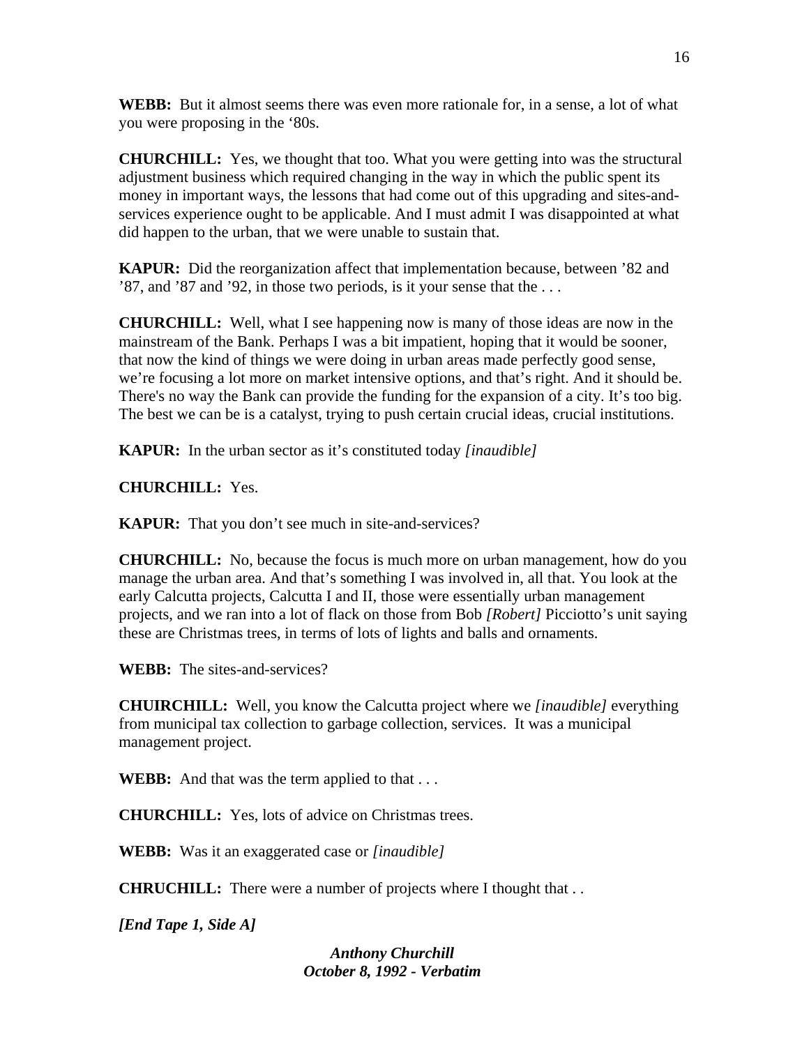**WEBB:** But it almost seems there was even more rationale for, in a sense, a lot of what you were proposing in the '80s.

**CHURCHILL:** Yes, we thought that too. What you were getting into was the structural adjustment business which required changing in the way in which the public spent its money in important ways, the lessons that had come out of this upgrading and sites-and-services experience ought to be applicable. And I must admit I was disappointed at what did happen to the urban, that we were unable to sustain that.

**KAPUR:** Did the reorganization affect that implementation because, between '82 and '87, and '87 and '92, in those two periods, is it your sense that the . . .

**CHURCHILL:** Well, what I see happening now is many of those ideas are now in the mainstream of the Bank. Perhaps I was a bit impatient, hoping that it would be sooner, that now the kind of things we were doing in urban areas made perfectly good sense, we're focusing a lot more on market intensive options, and that's right. And it should be. There's no way the Bank can provide the funding for the expansion of a city. It's too big. The best we can be is a catalyst, trying to push certain crucial ideas, crucial institutions.

**KAPUR:** In the urban sector as it's constituted today *[inaudible]*

**CHURCHILL:** Yes.

**KAPUR:** That you don't see much in site-and-services?

**CHURCHILL:** No, because the focus is much more on urban management, how do you manage the urban area. And that's something I was involved in, all that. You look at the early Calcutta projects, Calcutta I and II, those were essentially urban management projects, and we ran into a lot of flack on those from Bob *[Robert]* Picciotto's unit saying these are Christmas trees, in terms of lots of lights and balls and ornaments.

**WEBB:** The sites-and-services?

**CHUIRCHILL:** Well, you know the Calcutta project where we *[inaudible]* everything from municipal tax collection to garbage collection, services. It was a municipal management project.

**WEBB:** And that was the term applied to that . . .

**CHURCHILL:** Yes, lots of advice on Christmas trees.

**WEBB:** Was it an exaggerated case or *[inaudible]*

**CHRUCHILL:** There were a number of projects where I thought that . .

***[End Tape 1, Side A]***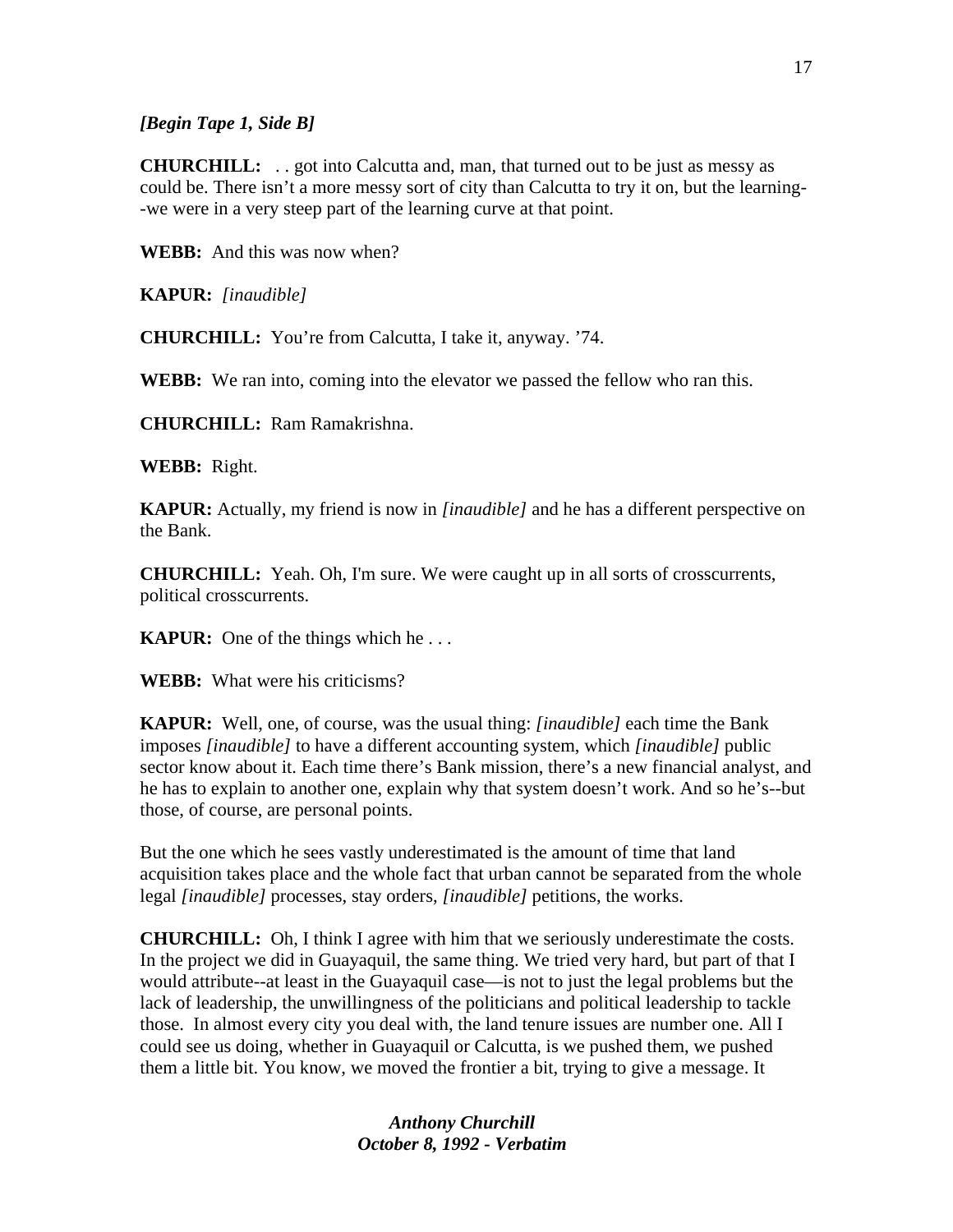***[Begin Tape 1, Side B]***

**CHURCHILL:** . . got into Calcutta and, man, that turned out to be just as messy as could be. There isn't a more messy sort of city than Calcutta to try it on, but the learning--we were in a very steep part of the learning curve at that point.

**WEBB:** And this was now when?

**KAPUR:** *[inaudible]*

**CHURCHILL:** You're from Calcutta, I take it, anyway. '74.

**WEBB:** We ran into, coming into the elevator we passed the fellow who ran this.

**CHURCHILL:** Ram Ramakrishna.

**WEBB:** Right.

**KAPUR:** Actually, my friend is now in *[inaudible]* and he has a different perspective on the Bank.

**CHURCHILL:** Yeah. Oh, I'm sure. We were caught up in all sorts of crosscurrents, political crosscurrents.

**KAPUR:** One of the things which he . . .

**WEBB:** What were his criticisms?

**KAPUR:** Well, one, of course, was the usual thing: *[inaudible]* each time the Bank imposes *[inaudible]* to have a different accounting system, which *[inaudible]* public sector know about it. Each time there's Bank mission, there's a new financial analyst, and he has to explain to another one, explain why that system doesn't work. And so he's--but those, of course, are personal points.

But the one which he sees vastly underestimated is the amount of time that land acquisition takes place and the whole fact that urban cannot be separated from the whole legal *[inaudible]* processes, stay orders, *[inaudible]* petitions, the works.

**CHURCHILL:** Oh, I think I agree with him that we seriously underestimate the costs. In the project we did in Guayaquil, the same thing. We tried very hard, but part of that I would attribute--at least in the Guayaquil case—is not to just the legal problems but the lack of leadership, the unwillingness of the politicians and political leadership to tackle those. In almost every city you deal with, the land tenure issues are number one. All I could see us doing, whether in Guayaquil or Calcutta, is we pushed them, we pushed them a little bit. You know, we moved the frontier a bit, trying to give a message. It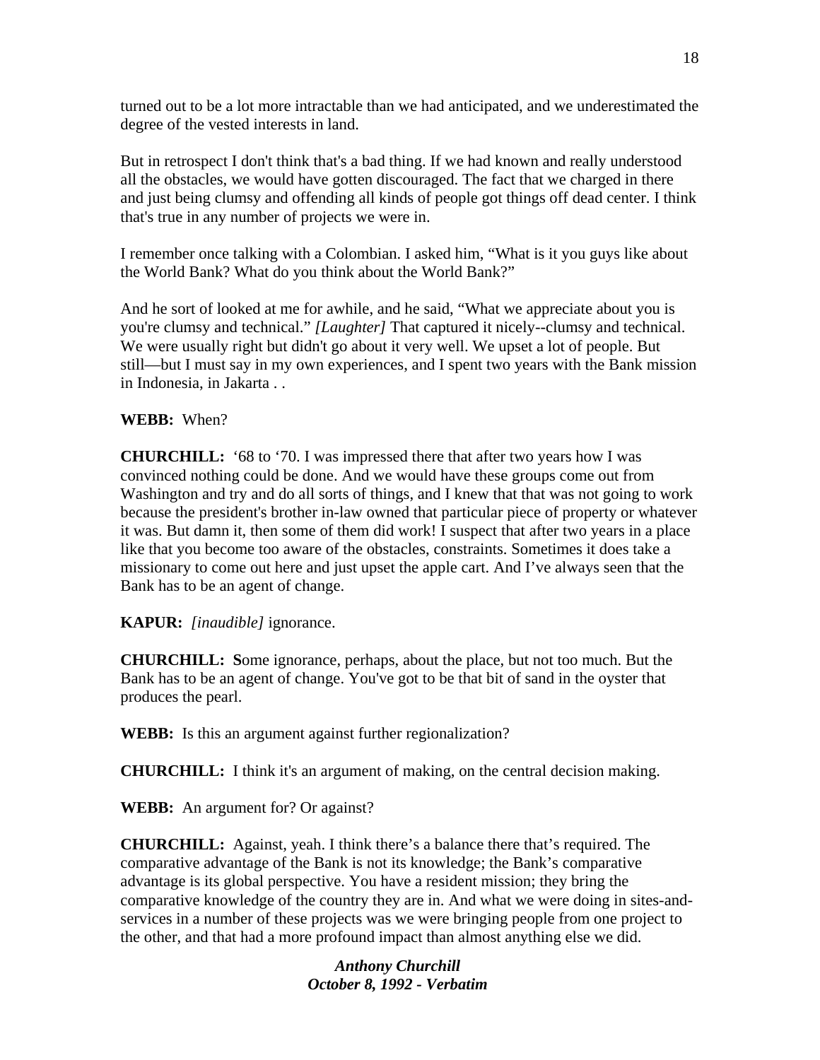turned out to be a lot more intractable than we had anticipated, and we underestimated the degree of the vested interests in land.

But in retrospect I don't think that's a bad thing. If we had known and really understood all the obstacles, we would have gotten discouraged. The fact that we charged in there and just being clumsy and offending all kinds of people got things off dead center. I think that's true in any number of projects we were in.

I remember once talking with a Colombian. I asked him, "What is it you guys like about the World Bank? What do you think about the World Bank?"

And he sort of looked at me for awhile, and he said, "What we appreciate about you is you're clumsy and technical." *[Laughter]* That captured it nicely--clumsy and technical. We were usually right but didn't go about it very well. We upset a lot of people. But still—but I must say in my own experiences, and I spent two years with the Bank mission in Indonesia, in Jakarta . .

**WEBB:** When?

**CHURCHILL:** '68 to '70. I was impressed there that after two years how I was convinced nothing could be done. And we would have these groups come out from Washington and try and do all sorts of things, and I knew that that was not going to work because the president's brother in-law owned that particular piece of property or whatever it was. But damn it, then some of them did work! I suspect that after two years in a place like that you become too aware of the obstacles, constraints. Sometimes it does take a missionary to come out here and just upset the apple cart. And I've always seen that the Bank has to be an agent of change.

**KAPUR:** *[inaudible]* ignorance.

**CHURCHILL:** **S**ome ignorance, perhaps, about the place, but not too much. But the Bank has to be an agent of change. You've got to be that bit of sand in the oyster that produces the pearl.

**WEBB:** Is this an argument against further regionalization?

**CHURCHILL:** I think it's an argument of making, on the central decision making.

**WEBB:** An argument for? Or against?

**CHURCHILL:** Against, yeah. I think there's a balance there that's required. The comparative advantage of the Bank is not its knowledge; the Bank's comparative advantage is its global perspective. You have a resident mission; they bring the comparative knowledge of the country they are in. And what we were doing in sites-and-services in a number of these projects was we were bringing people from one project to the other, and that had a more profound impact than almost anything else we did.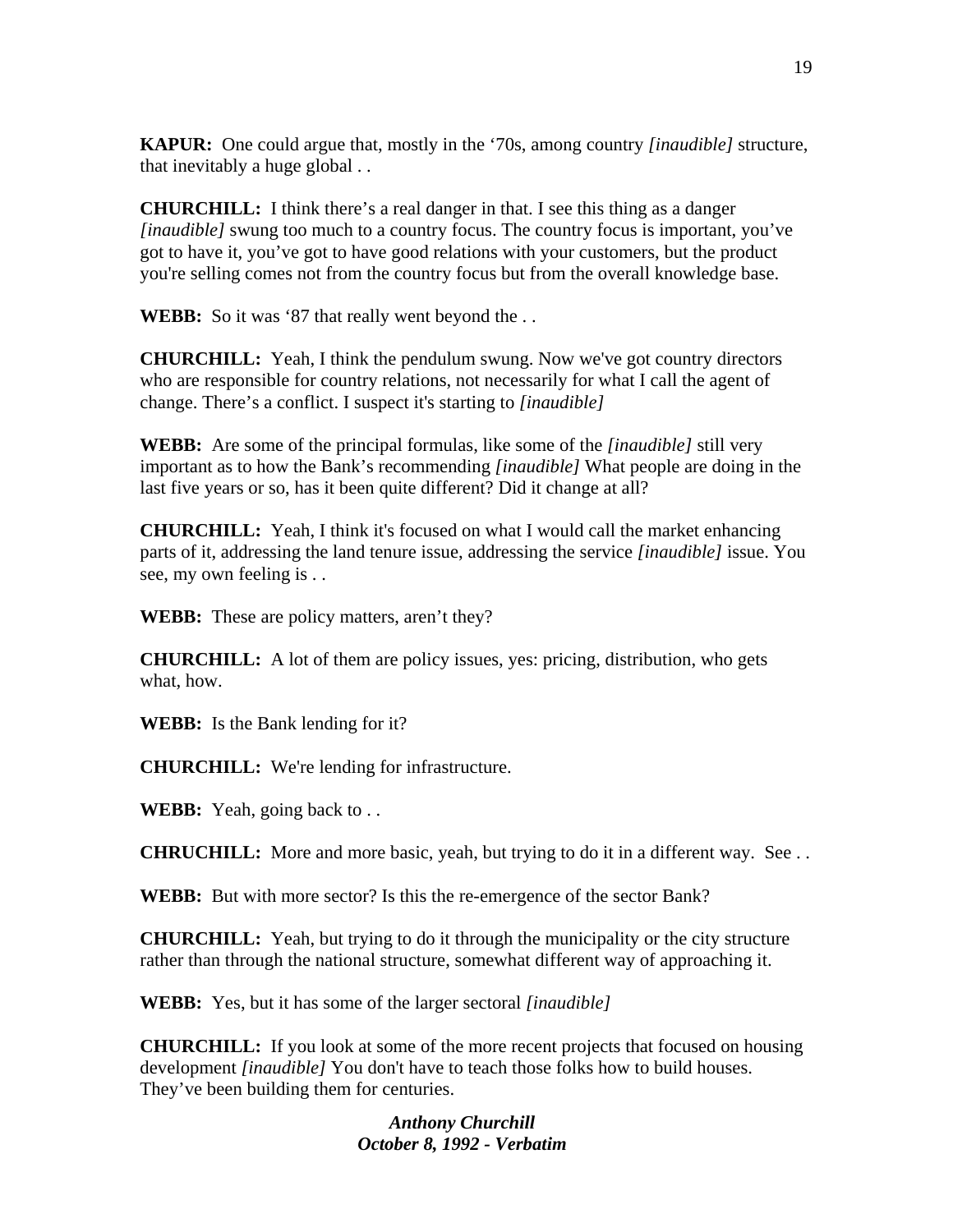**KAPUR:** One could argue that, mostly in the '70s, among country *[inaudible]* structure, that inevitably a huge global . .

**CHURCHILL:** I think there's a real danger in that. I see this thing as a danger *[inaudible]* swung too much to a country focus. The country focus is important, you've got to have it, you've got to have good relations with your customers, but the product you're selling comes not from the country focus but from the overall knowledge base.

**WEBB:** So it was '87 that really went beyond the . .

**CHURCHILL:** Yeah, I think the pendulum swung. Now we've got country directors who are responsible for country relations, not necessarily for what I call the agent of change. There's a conflict. I suspect it's starting to *[inaudible]*

**WEBB:** Are some of the principal formulas, like some of the *[inaudible]* still very important as to how the Bank's recommending *[inaudible]* What people are doing in the last five years or so, has it been quite different? Did it change at all?

**CHURCHILL:** Yeah, I think it's focused on what I would call the market enhancing parts of it, addressing the land tenure issue, addressing the service *[inaudible]* issue. You see, my own feeling is . .

**WEBB:** These are policy matters, aren't they?

**CHURCHILL:** A lot of them are policy issues, yes: pricing, distribution, who gets what, how.

**WEBB:** Is the Bank lending for it?

**CHURCHILL:** We're lending for infrastructure.

**WEBB:** Yeah, going back to . .

**CHRUCHILL:** More and more basic, yeah, but trying to do it in a different way. See . .

**WEBB:** But with more sector? Is this the re-emergence of the sector Bank?

**CHURCHILL:** Yeah, but trying to do it through the municipality or the city structure rather than through the national structure, somewhat different way of approaching it.

**WEBB:** Yes, but it has some of the larger sectoral *[inaudible]*

**CHURCHILL:** If you look at some of the more recent projects that focused on housing development *[inaudible]* You don't have to teach those folks how to build houses. They've been building them for centuries.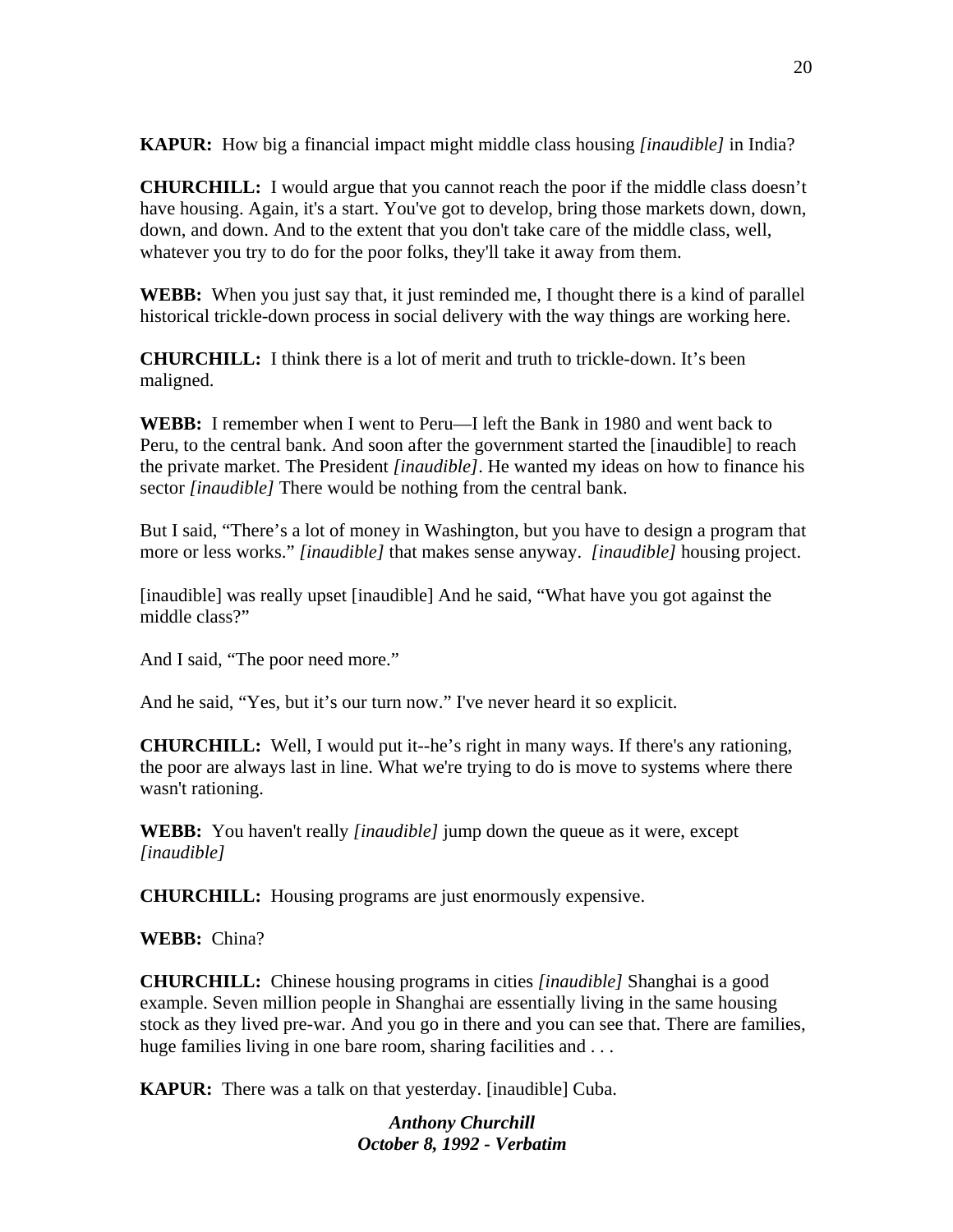**KAPUR:** How big a financial impact might middle class housing *[inaudible]* in India?

**CHURCHILL:** I would argue that you cannot reach the poor if the middle class doesn't have housing. Again, it's a start. You've got to develop, bring those markets down, down, down, and down. And to the extent that you don't take care of the middle class, well, whatever you try to do for the poor folks, they'll take it away from them.

**WEBB:** When you just say that, it just reminded me, I thought there is a kind of parallel historical trickle-down process in social delivery with the way things are working here.

**CHURCHILL:** I think there is a lot of merit and truth to trickle-down. It's been maligned.

**WEBB:** I remember when I went to Peru—I left the Bank in 1980 and went back to Peru, to the central bank. And soon after the government started the [inaudible] to reach the private market. The President *[inaudible]*. He wanted my ideas on how to finance his sector *[inaudible]* There would be nothing from the central bank.

But I said, "There's a lot of money in Washington, but you have to design a program that more or less works." *[inaudible]* that makes sense anyway. *[inaudible]* housing project.

[inaudible] was really upset [inaudible] And he said, "What have you got against the middle class?"

And I said, "The poor need more."

And he said, "Yes, but it's our turn now." I've never heard it so explicit.

**CHURCHILL:** Well, I would put it--he's right in many ways. If there's any rationing, the poor are always last in line. What we're trying to do is move to systems where there wasn't rationing.

**WEBB:** You haven't really *[inaudible]* jump down the queue as it were, except *[inaudible]*

**CHURCHILL:** Housing programs are just enormously expensive.

**WEBB:** China?

**CHURCHILL:** Chinese housing programs in cities *[inaudible]* Shanghai is a good example. Seven million people in Shanghai are essentially living in the same housing stock as they lived pre-war. And you go in there and you can see that. There are families, huge families living in one bare room, sharing facilities and . . .

**KAPUR:** There was a talk on that yesterday. [inaudible] Cuba.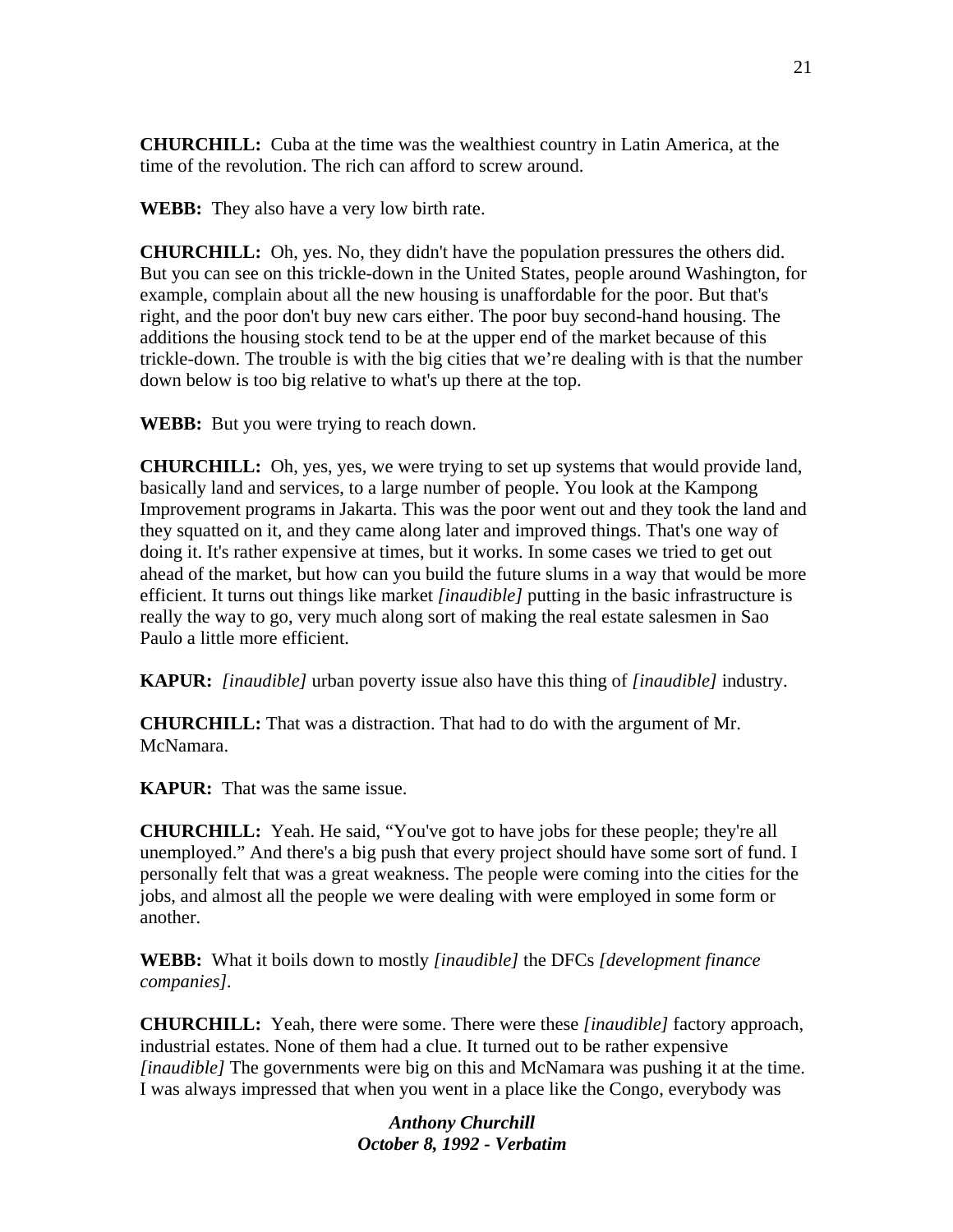**CHURCHILL:** Cuba at the time was the wealthiest country in Latin America, at the time of the revolution. The rich can afford to screw around.

**WEBB:** They also have a very low birth rate.

**CHURCHILL:** Oh, yes. No, they didn't have the population pressures the others did. But you can see on this trickle-down in the United States, people around Washington, for example, complain about all the new housing is unaffordable for the poor. But that's right, and the poor don't buy new cars either. The poor buy second-hand housing. The additions the housing stock tend to be at the upper end of the market because of this trickle-down. The trouble is with the big cities that we're dealing with is that the number down below is too big relative to what's up there at the top.

**WEBB:** But you were trying to reach down.

**CHURCHILL:** Oh, yes, yes, we were trying to set up systems that would provide land, basically land and services, to a large number of people. You look at the Kampong Improvement programs in Jakarta. This was the poor went out and they took the land and they squatted on it, and they came along later and improved things. That's one way of doing it. It's rather expensive at times, but it works. In some cases we tried to get out ahead of the market, but how can you build the future slums in a way that would be more efficient. It turns out things like market *[inaudible]* putting in the basic infrastructure is really the way to go, very much along sort of making the real estate salesmen in Sao Paulo a little more efficient.

**KAPUR:** *[inaudible]* urban poverty issue also have this thing of *[inaudible]* industry.

**CHURCHILL:** That was a distraction. That had to do with the argument of Mr. McNamara.

**KAPUR:** That was the same issue.

**CHURCHILL:** Yeah. He said, "You've got to have jobs for these people; they're all unemployed." And there's a big push that every project should have some sort of fund. I personally felt that was a great weakness. The people were coming into the cities for the jobs, and almost all the people we were dealing with were employed in some form or another.

**WEBB:** What it boils down to mostly *[inaudible]* the DFCs *[development finance companies]*.

**CHURCHILL:** Yeah, there were some. There were these *[inaudible]* factory approach, industrial estates. None of them had a clue. It turned out to be rather expensive *[inaudible]* The governments were big on this and McNamara was pushing it at the time. I was always impressed that when you went in a place like the Congo, everybody was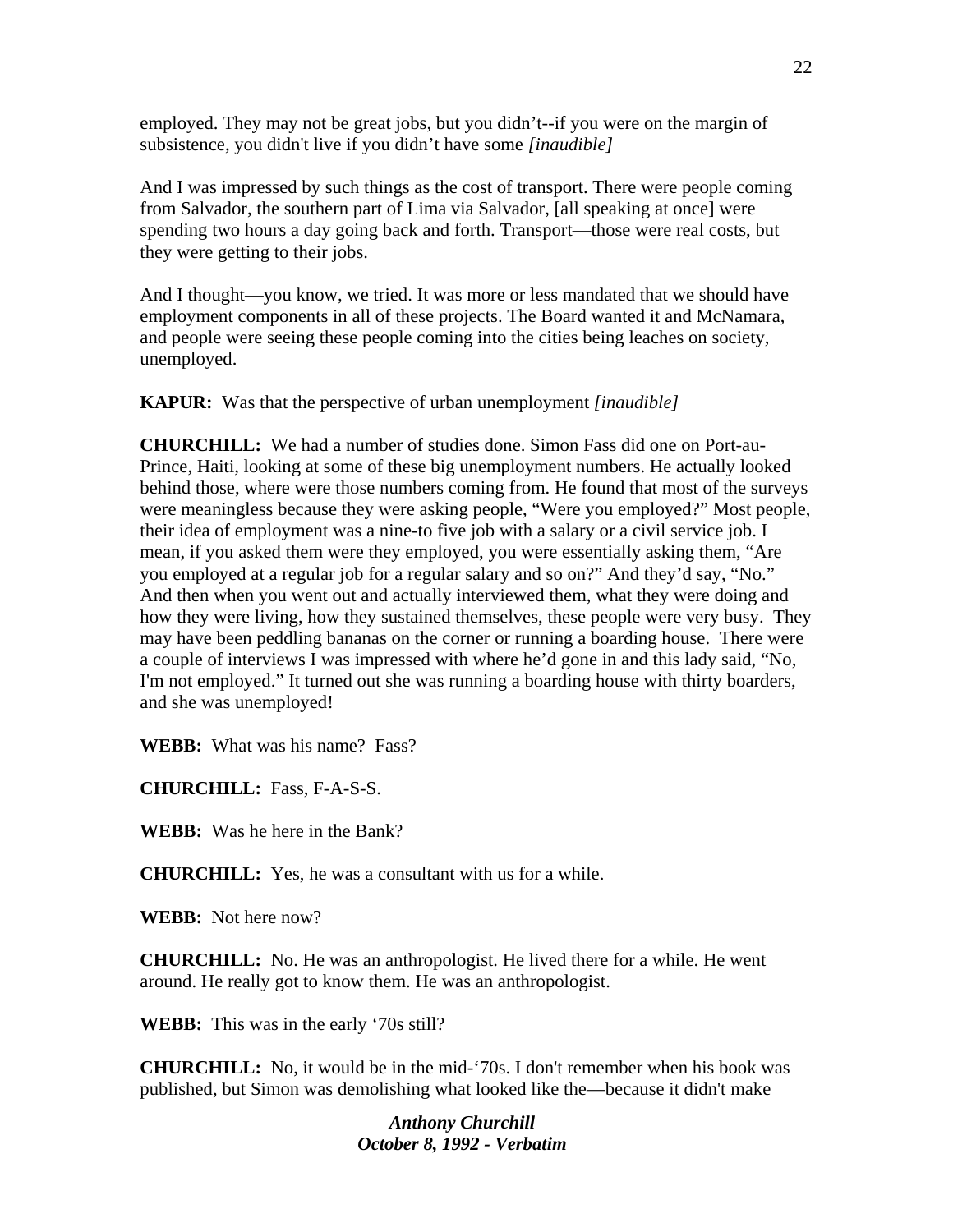employed. They may not be great jobs, but you didn't--if you were on the margin of subsistence, you didn't live if you didn't have some *[inaudible]*

And I was impressed by such things as the cost of transport. There were people coming from Salvador, the southern part of Lima via Salvador, [all speaking at once] were spending two hours a day going back and forth. Transport—those were real costs, but they were getting to their jobs.

And I thought—you know, we tried. It was more or less mandated that we should have employment components in all of these projects. The Board wanted it and McNamara, and people were seeing these people coming into the cities being leaches on society, unemployed.

**KAPUR:** Was that the perspective of urban unemployment *[inaudible]*

**CHURCHILL:** We had a number of studies done. Simon Fass did one on Port-au-Prince, Haiti, looking at some of these big unemployment numbers. He actually looked behind those, where were those numbers coming from. He found that most of the surveys were meaningless because they were asking people, "Were you employed?" Most people, their idea of employment was a nine-to five job with a salary or a civil service job. I mean, if you asked them were they employed, you were essentially asking them, "Are you employed at a regular job for a regular salary and so on?" And they'd say, "No." And then when you went out and actually interviewed them, what they were doing and how they were living, how they sustained themselves, these people were very busy. They may have been peddling bananas on the corner or running a boarding house. There were a couple of interviews I was impressed with where he'd gone in and this lady said, "No, I'm not employed." It turned out she was running a boarding house with thirty boarders, and she was unemployed!

**WEBB:** What was his name? Fass?

**CHURCHILL:** Fass, F-A-S-S.

**WEBB:** Was he here in the Bank?

**CHURCHILL:** Yes, he was a consultant with us for a while.

**WEBB:** Not here now?

**CHURCHILL:** No. He was an anthropologist. He lived there for a while. He went around. He really got to know them. He was an anthropologist.

**WEBB:** This was in the early '70s still?

**CHURCHILL:** No, it would be in the mid-'70s. I don't remember when his book was published, but Simon was demolishing what looked like the—because it didn't make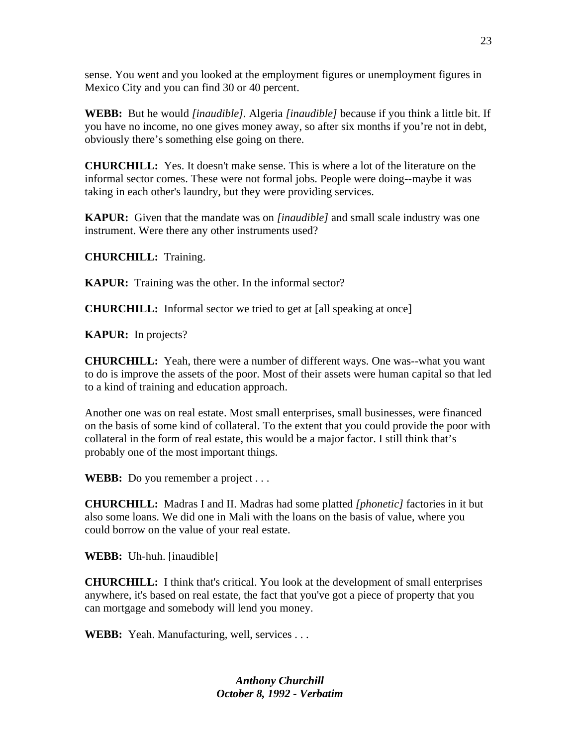sense. You went and you looked at the employment figures or unemployment figures in Mexico City and you can find 30 or 40 percent.

**WEBB:** But he would *[inaudible]*. Algeria *[inaudible]* because if you think a little bit. If you have no income, no one gives money away, so after six months if you're not in debt, obviously there's something else going on there.

**CHURCHILL:** Yes. It doesn't make sense. This is where a lot of the literature on the informal sector comes. These were not formal jobs. People were doing--maybe it was taking in each other's laundry, but they were providing services.

**KAPUR:** Given that the mandate was on *[inaudible]* and small scale industry was one instrument. Were there any other instruments used?

**CHURCHILL:** Training.

**KAPUR:** Training was the other. In the informal sector?

**CHURCHILL:** Informal sector we tried to get at [all speaking at once]

**KAPUR:** In projects?

**CHURCHILL:** Yeah, there were a number of different ways. One was--what you want to do is improve the assets of the poor. Most of their assets were human capital so that led to a kind of training and education approach.

Another one was on real estate. Most small enterprises, small businesses, were financed on the basis of some kind of collateral. To the extent that you could provide the poor with collateral in the form of real estate, this would be a major factor. I still think that's probably one of the most important things.

**WEBB:** Do you remember a project . . .

**CHURCHILL:** Madras I and II. Madras had some platted *[phonetic]* factories in it but also some loans. We did one in Mali with the loans on the basis of value, where you could borrow on the value of your real estate.

**WEBB:** Uh-huh. [inaudible]

**CHURCHILL:** I think that's critical. You look at the development of small enterprises anywhere, it's based on real estate, the fact that you've got a piece of property that you can mortgage and somebody will lend you money.

**WEBB:** Yeah. Manufacturing, well, services . . .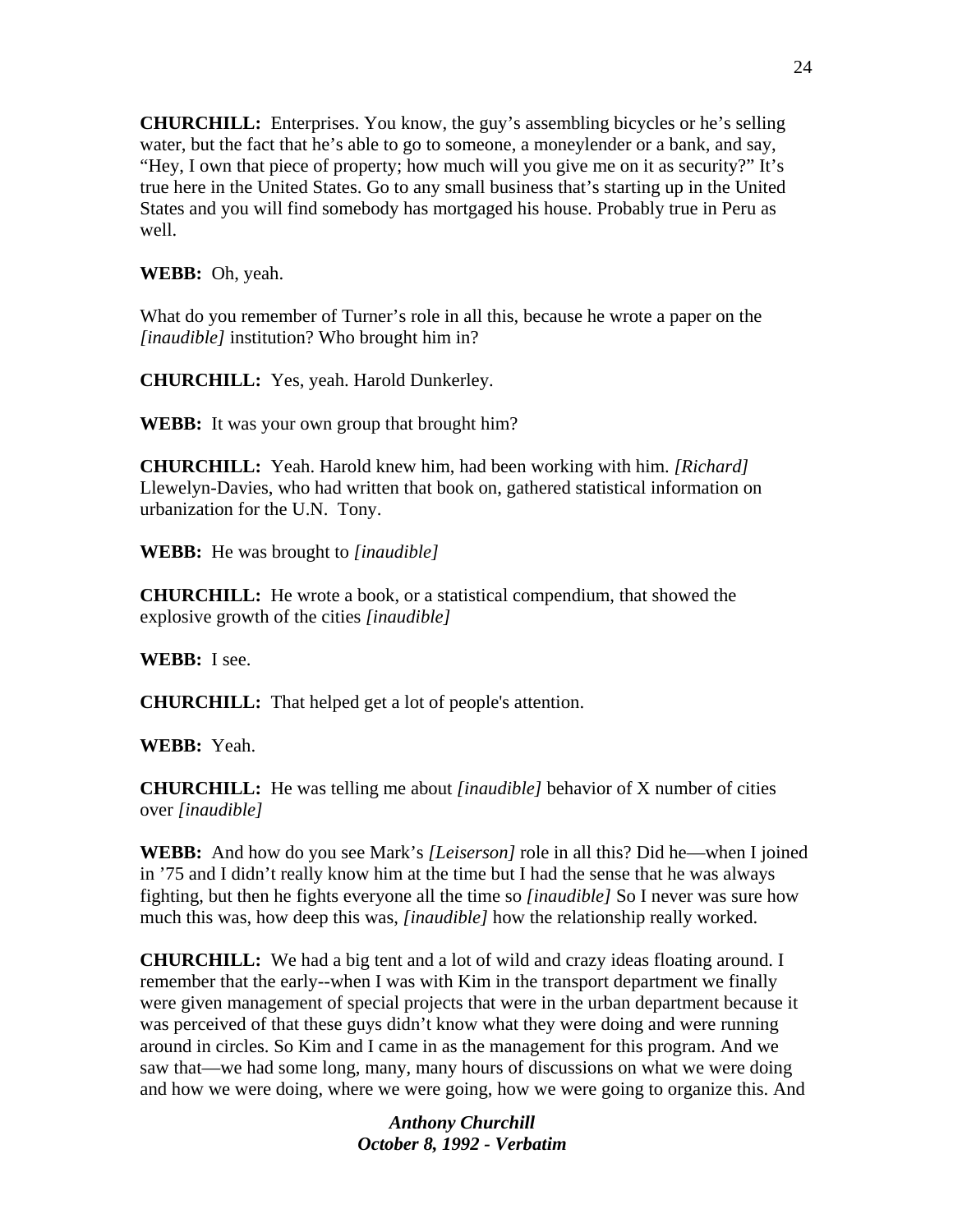**CHURCHILL:** Enterprises. You know, the guy's assembling bicycles or he's selling water, but the fact that he's able to go to someone, a moneylender or a bank, and say, "Hey, I own that piece of property; how much will you give me on it as security?" It's true here in the United States. Go to any small business that's starting up in the United States and you will find somebody has mortgaged his house. Probably true in Peru as well.

**WEBB:** Oh, yeah.

What do you remember of Turner's role in all this, because he wrote a paper on the *[inaudible]* institution? Who brought him in?

**CHURCHILL:** Yes, yeah. Harold Dunkerley.

**WEBB:** It was your own group that brought him?

**CHURCHILL:** Yeah. Harold knew him, had been working with him. *[Richard]* Llewelyn-Davies, who had written that book on, gathered statistical information on urbanization for the U.N. Tony.

**WEBB:** He was brought to *[inaudible]*

**CHURCHILL:** He wrote a book, or a statistical compendium, that showed the explosive growth of the cities *[inaudible]*

**WEBB:** I see.

**CHURCHILL:** That helped get a lot of people's attention.

**WEBB:** Yeah.

**CHURCHILL:** He was telling me about *[inaudible]* behavior of X number of cities over *[inaudible]*

**WEBB:** And how do you see Mark's *[Leiserson]* role in all this? Did he—when I joined in '75 and I didn't really know him at the time but I had the sense that he was always fighting, but then he fights everyone all the time so *[inaudible]* So I never was sure how much this was, how deep this was, *[inaudible]* how the relationship really worked.

**CHURCHILL:** We had a big tent and a lot of wild and crazy ideas floating around. I remember that the early--when I was with Kim in the transport department we finally were given management of special projects that were in the urban department because it was perceived of that these guys didn't know what they were doing and were running around in circles. So Kim and I came in as the management for this program. And we saw that—we had some long, many, many hours of discussions on what we were doing and how we were doing, where we were going, how we were going to organize this. And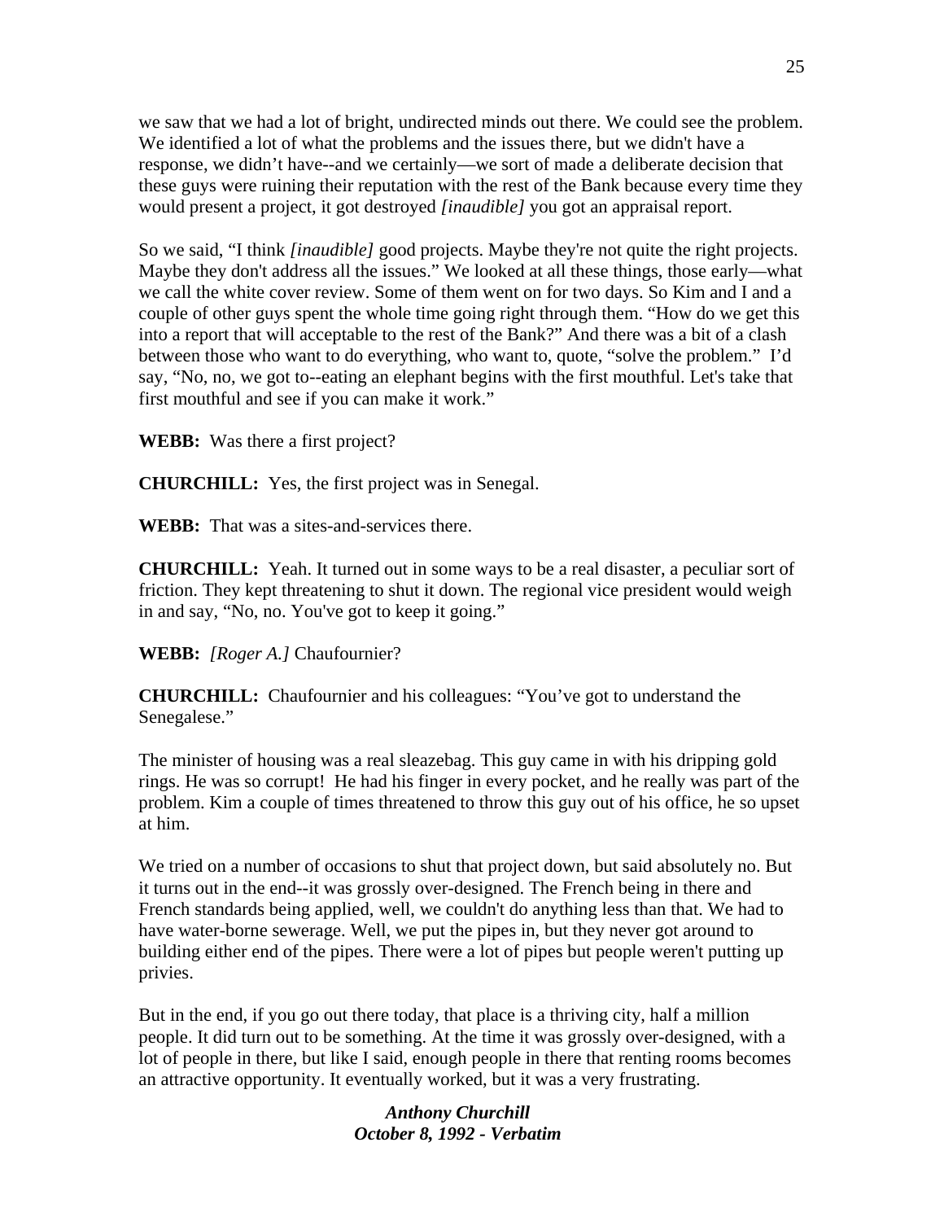we saw that we had a lot of bright, undirected minds out there. We could see the problem. We identified a lot of what the problems and the issues there, but we didn't have a response, we didn't have--and we certainly—we sort of made a deliberate decision that these guys were ruining their reputation with the rest of the Bank because every time they would present a project, it got destroyed *[inaudible]* you got an appraisal report.

So we said, "I think *[inaudible]* good projects. Maybe they're not quite the right projects. Maybe they don't address all the issues." We looked at all these things, those early—what we call the white cover review. Some of them went on for two days. So Kim and I and a couple of other guys spent the whole time going right through them. "How do we get this into a report that will acceptable to the rest of the Bank?" And there was a bit of a clash between those who want to do everything, who want to, quote, "solve the problem." I'd say, "No, no, we got to--eating an elephant begins with the first mouthful. Let's take that first mouthful and see if you can make it work."

**WEBB:** Was there a first project?

**CHURCHILL:** Yes, the first project was in Senegal.

**WEBB:** That was a sites-and-services there.

**CHURCHILL:** Yeah. It turned out in some ways to be a real disaster, a peculiar sort of friction. They kept threatening to shut it down. The regional vice president would weigh in and say, "No, no. You've got to keep it going."

**WEBB:** *[Roger A.]* Chaufournier?

**CHURCHILL:** Chaufournier and his colleagues: "You've got to understand the Senegalese."

The minister of housing was a real sleazebag. This guy came in with his dripping gold rings. He was so corrupt! He had his finger in every pocket, and he really was part of the problem. Kim a couple of times threatened to throw this guy out of his office, he so upset at him.

We tried on a number of occasions to shut that project down, but said absolutely no. But it turns out in the end--it was grossly over-designed. The French being in there and French standards being applied, well, we couldn't do anything less than that. We had to have water-borne sewerage. Well, we put the pipes in, but they never got around to building either end of the pipes. There were a lot of pipes but people weren't putting up privies.

But in the end, if you go out there today, that place is a thriving city, half a million people. It did turn out to be something. At the time it was grossly over-designed, with a lot of people in there, but like I said, enough people in there that renting rooms becomes an attractive opportunity. It eventually worked, but it was a very frustrating.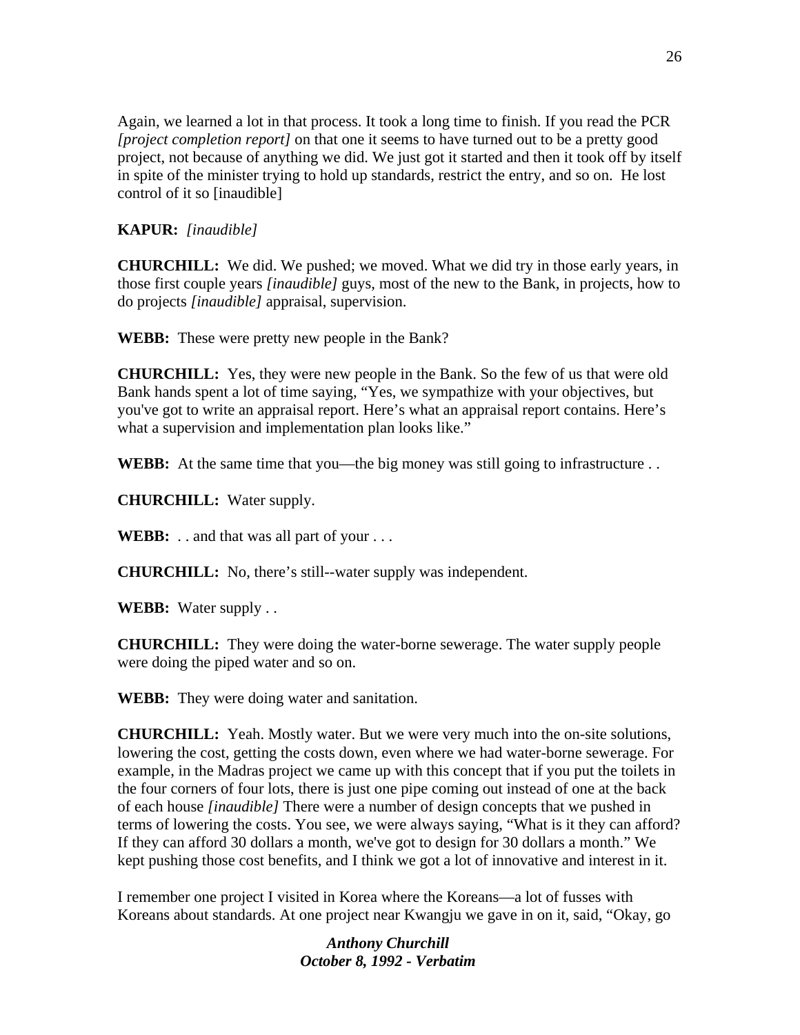Again, we learned a lot in that process. It took a long time to finish. If you read the PCR *[project completion report]* on that one it seems to have turned out to be a pretty good project, not because of anything we did. We just got it started and then it took off by itself in spite of the minister trying to hold up standards, restrict the entry, and so on. He lost control of it so [inaudible]

**KAPUR:** *[inaudible]*

**CHURCHILL:** We did. We pushed; we moved. What we did try in those early years, in those first couple years *[inaudible]* guys, most of the new to the Bank, in projects, how to do projects *[inaudible]* appraisal, supervision.

**WEBB:** These were pretty new people in the Bank?

**CHURCHILL:** Yes, they were new people in the Bank. So the few of us that were old Bank hands spent a lot of time saying, "Yes, we sympathize with your objectives, but you've got to write an appraisal report. Here's what an appraisal report contains. Here's what a supervision and implementation plan looks like."

**WEBB:** At the same time that you—the big money was still going to infrastructure . .

**CHURCHILL:** Water supply.

**WEBB:** . . and that was all part of your . . .

**CHURCHILL:** No, there's still--water supply was independent.

**WEBB:** Water supply . .

**CHURCHILL:** They were doing the water-borne sewerage. The water supply people were doing the piped water and so on.

**WEBB:** They were doing water and sanitation.

**CHURCHILL:** Yeah. Mostly water. But we were very much into the on-site solutions, lowering the cost, getting the costs down, even where we had water-borne sewerage. For example, in the Madras project we came up with this concept that if you put the toilets in the four corners of four lots, there is just one pipe coming out instead of one at the back of each house *[inaudible]* There were a number of design concepts that we pushed in terms of lowering the costs. You see, we were always saying, "What is it they can afford? If they can afford 30 dollars a month, we've got to design for 30 dollars a month." We kept pushing those cost benefits, and I think we got a lot of innovative and interest in it.

I remember one project I visited in Korea where the Koreans—a lot of fusses with Koreans about standards. At one project near Kwangju we gave in on it, said, "Okay, go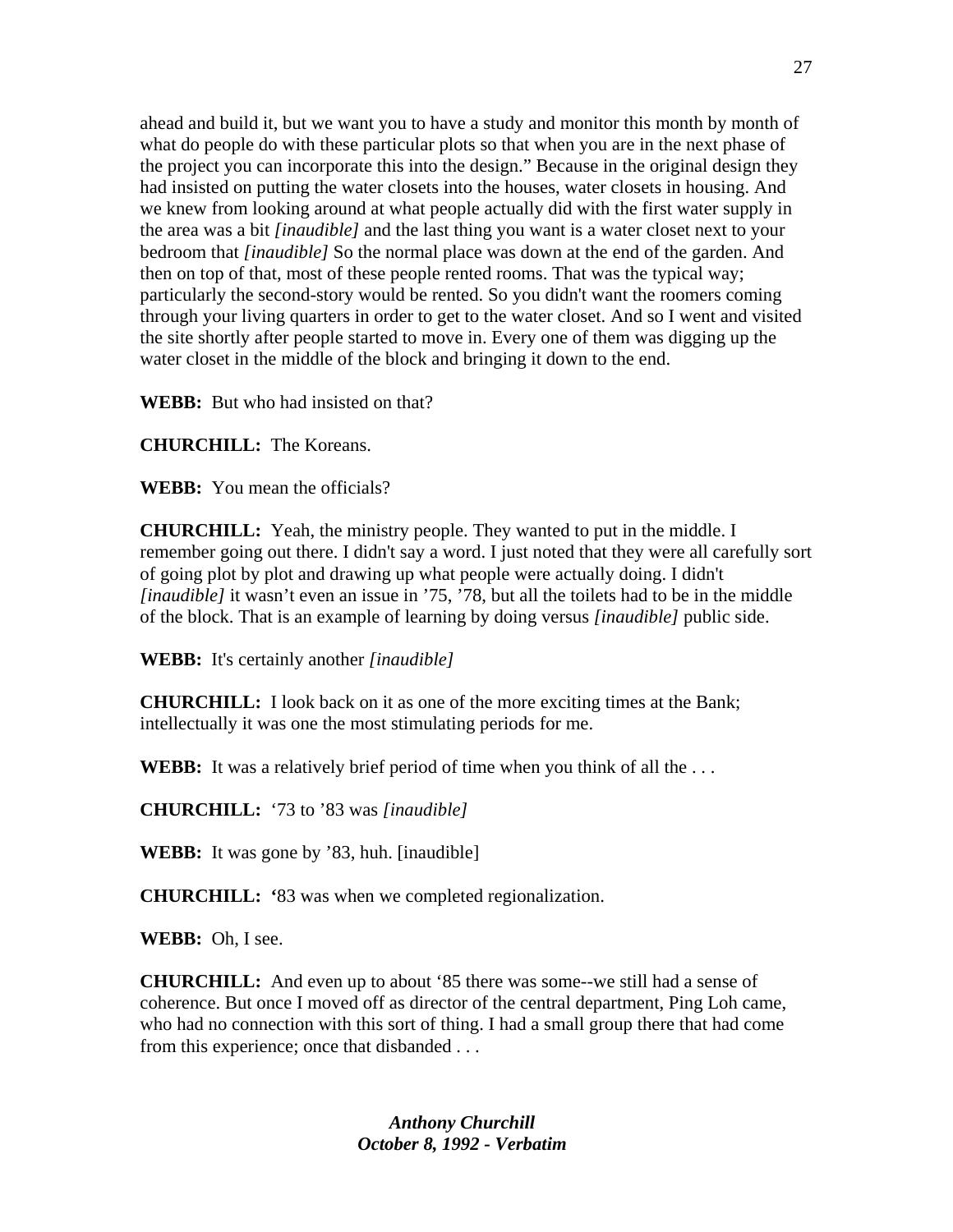ahead and build it, but we want you to have a study and monitor this month by month of what do people do with these particular plots so that when you are in the next phase of the project you can incorporate this into the design." Because in the original design they had insisted on putting the water closets into the houses, water closets in housing. And we knew from looking around at what people actually did with the first water supply in the area was a bit *[inaudible]* and the last thing you want is a water closet next to your bedroom that *[inaudible]* So the normal place was down at the end of the garden. And then on top of that, most of these people rented rooms. That was the typical way; particularly the second-story would be rented. So you didn't want the roomers coming through your living quarters in order to get to the water closet. And so I went and visited the site shortly after people started to move in. Every one of them was digging up the water closet in the middle of the block and bringing it down to the end.

**WEBB:** But who had insisted on that?

**CHURCHILL:** The Koreans.

**WEBB:** You mean the officials?

**CHURCHILL:** Yeah, the ministry people. They wanted to put in the middle. I remember going out there. I didn't say a word. I just noted that they were all carefully sort of going plot by plot and drawing up what people were actually doing. I didn't *[inaudible]* it wasn't even an issue in '75, '78, but all the toilets had to be in the middle of the block. That is an example of learning by doing versus *[inaudible]* public side.

**WEBB:** It's certainly another *[inaudible]*

**CHURCHILL:** I look back on it as one of the more exciting times at the Bank; intellectually it was one the most stimulating periods for me.

**WEBB:** It was a relatively brief period of time when you think of all the . . .

**CHURCHILL:** '73 to '83 was *[inaudible]*

**WEBB:** It was gone by '83, huh. [inaudible]

**CHURCHILL:** '83 was when we completed regionalization.

**WEBB:** Oh, I see.

**CHURCHILL:** And even up to about '85 there was some--we still had a sense of coherence. But once I moved off as director of the central department, Ping Loh came, who had no connection with this sort of thing. I had a small group there that had come from this experience; once that disbanded . . .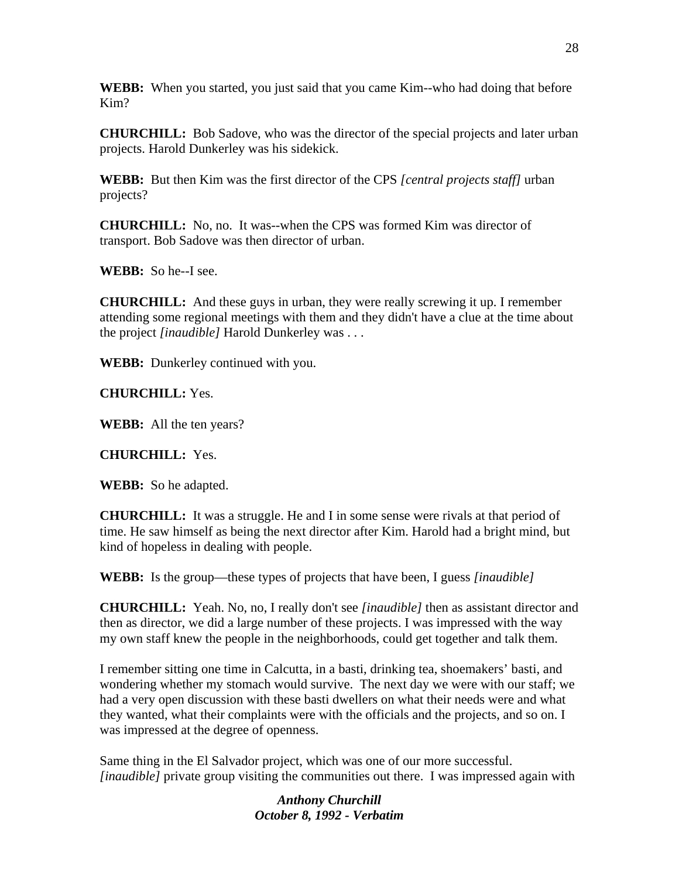**WEBB:** When you started, you just said that you came Kim--who had doing that before Kim?

**CHURCHILL:** Bob Sadove, who was the director of the special projects and later urban projects. Harold Dunkerley was his sidekick.

**WEBB:** But then Kim was the first director of the CPS *[central projects staff]* urban projects?

**CHURCHILL:** No, no. It was--when the CPS was formed Kim was director of transport. Bob Sadove was then director of urban.

**WEBB:** So he--I see.

**CHURCHILL:** And these guys in urban, they were really screwing it up. I remember attending some regional meetings with them and they didn't have a clue at the time about the project *[inaudible]* Harold Dunkerley was . . .

**WEBB:** Dunkerley continued with you.

**CHURCHILL:** Yes.

**WEBB:** All the ten years?

**CHURCHILL:** Yes.

**WEBB:** So he adapted.

**CHURCHILL:** It was a struggle. He and I in some sense were rivals at that period of time. He saw himself as being the next director after Kim. Harold had a bright mind, but kind of hopeless in dealing with people.

**WEBB:** Is the group—these types of projects that have been, I guess *[inaudible]*

**CHURCHILL:** Yeah. No, no, I really don't see *[inaudible]* then as assistant director and then as director, we did a large number of these projects. I was impressed with the way my own staff knew the people in the neighborhoods, could get together and talk them.

I remember sitting one time in Calcutta, in a basti, drinking tea, shoemakers' basti, and wondering whether my stomach would survive. The next day we were with our staff; we had a very open discussion with these basti dwellers on what their needs were and what they wanted, what their complaints were with the officials and the projects, and so on. I was impressed at the degree of openness.

Same thing in the El Salvador project, which was one of our more successful. *[inaudible]* private group visiting the communities out there. I was impressed again with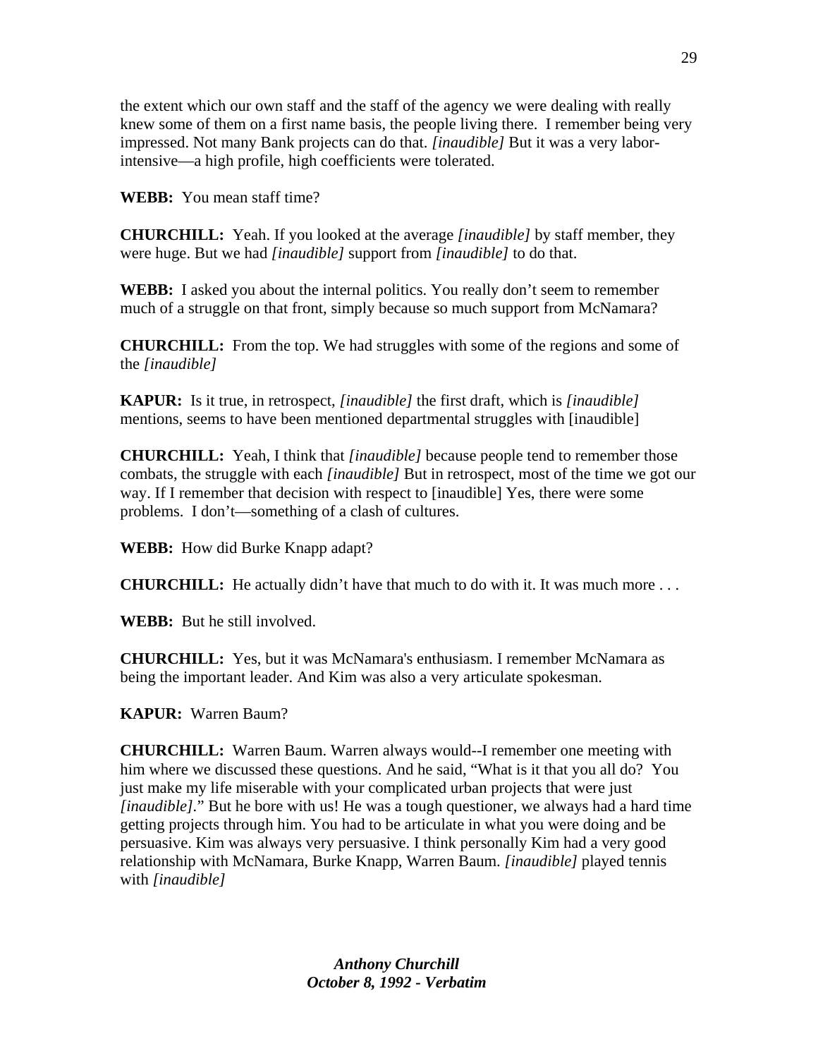the extent which our own staff and the staff of the agency we were dealing with really knew some of them on a first name basis, the people living there. I remember being very impressed. Not many Bank projects can do that. *[inaudible]* But it was a very labor-intensive—a high profile, high coefficients were tolerated.

**WEBB:** You mean staff time?

**CHURCHILL:** Yeah. If you looked at the average *[inaudible]* by staff member, they were huge. But we had *[inaudible]* support from *[inaudible]* to do that.

**WEBB:** I asked you about the internal politics. You really don't seem to remember much of a struggle on that front, simply because so much support from McNamara?

**CHURCHILL:** From the top. We had struggles with some of the regions and some of the *[inaudible]*

**KAPUR:** Is it true, in retrospect, *[inaudible]* the first draft, which is *[inaudible]* mentions, seems to have been mentioned departmental struggles with [inaudible]

**CHURCHILL:** Yeah, I think that *[inaudible]* because people tend to remember those combats, the struggle with each *[inaudible]* But in retrospect, most of the time we got our way. If I remember that decision with respect to [inaudible] Yes, there were some problems. I don't—something of a clash of cultures.

**WEBB:** How did Burke Knapp adapt?

**CHURCHILL:** He actually didn't have that much to do with it. It was much more . . .

**WEBB:** But he still involved.

**CHURCHILL:** Yes, but it was McNamara's enthusiasm. I remember McNamara as being the important leader. And Kim was also a very articulate spokesman.

**KAPUR:** Warren Baum?

**CHURCHILL:** Warren Baum. Warren always would--I remember one meeting with him where we discussed these questions. And he said, "What is it that you all do? You just make my life miserable with your complicated urban projects that were just *[inaudible]*." But he bore with us! He was a tough questioner, we always had a hard time getting projects through him. You had to be articulate in what you were doing and be persuasive. Kim was always very persuasive. I think personally Kim had a very good relationship with McNamara, Burke Knapp, Warren Baum. *[inaudible]* played tennis with *[inaudible]*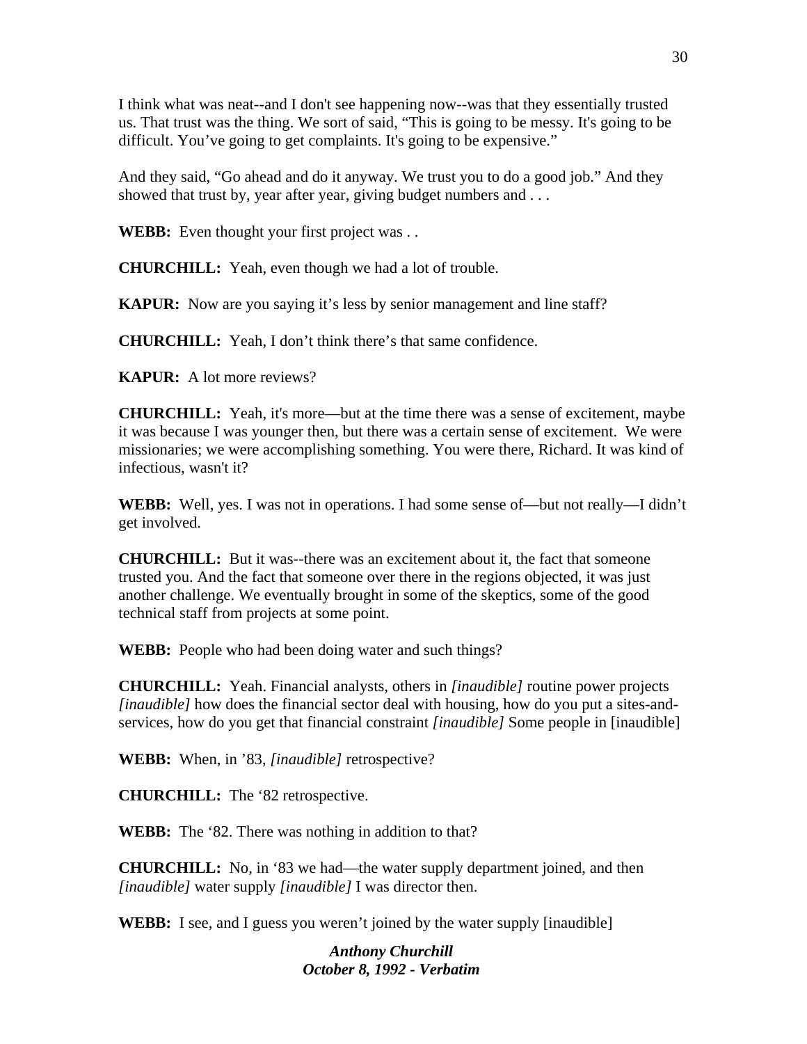I think what was neat--and I don't see happening now--was that they essentially trusted us. That trust was the thing. We sort of said, "This is going to be messy. It's going to be difficult. You've going to get complaints. It's going to be expensive."

And they said, "Go ahead and do it anyway. We trust you to do a good job." And they showed that trust by, year after year, giving budget numbers and . . .

**WEBB:** Even thought your first project was . .

**CHURCHILL:** Yeah, even though we had a lot of trouble.

**KAPUR:** Now are you saying it's less by senior management and line staff?

**CHURCHILL:** Yeah, I don't think there's that same confidence.

**KAPUR:** A lot more reviews?

**CHURCHILL:** Yeah, it's more—but at the time there was a sense of excitement, maybe it was because I was younger then, but there was a certain sense of excitement. We were missionaries; we were accomplishing something. You were there, Richard. It was kind of infectious, wasn't it?

**WEBB:** Well, yes. I was not in operations. I had some sense of—but not really—I didn't get involved.

**CHURCHILL:** But it was--there was an excitement about it, the fact that someone trusted you. And the fact that someone over there in the regions objected, it was just another challenge. We eventually brought in some of the skeptics, some of the good technical staff from projects at some point.

**WEBB:** People who had been doing water and such things?

**CHURCHILL:** Yeah. Financial analysts, others in *[inaudible]* routine power projects *[inaudible]* how does the financial sector deal with housing, how do you put a sites-and-services, how do you get that financial constraint *[inaudible]* Some people in [inaudible]

**WEBB:** When, in '83, *[inaudible]* retrospective?

**CHURCHILL:** The '82 retrospective.

**WEBB:** The '82. There was nothing in addition to that?

**CHURCHILL:** No, in '83 we had—the water supply department joined, and then *[inaudible]* water supply *[inaudible]* I was director then.

**WEBB:** I see, and I guess you weren't joined by the water supply [inaudible]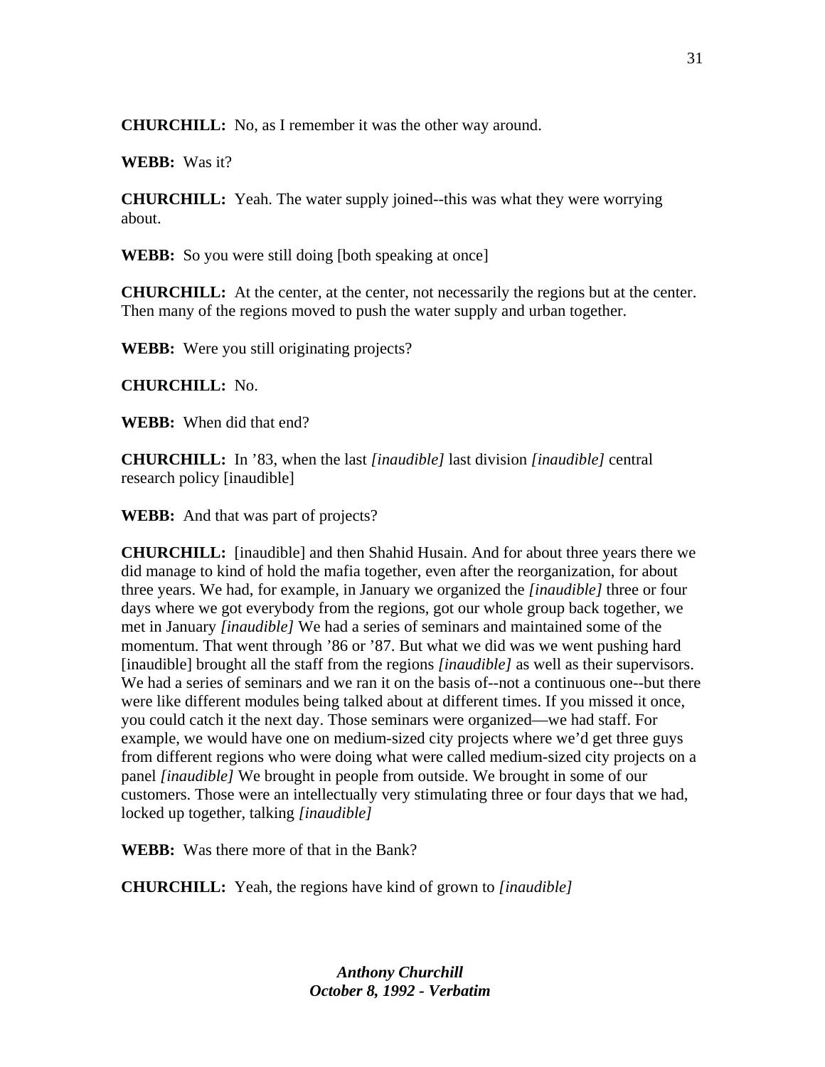**CHURCHILL:** No, as I remember it was the other way around.

**WEBB:** Was it?

**CHURCHILL:** Yeah. The water supply joined--this was what they were worrying about.

**WEBB:** So you were still doing [both speaking at once]

**CHURCHILL:** At the center, at the center, not necessarily the regions but at the center. Then many of the regions moved to push the water supply and urban together.

**WEBB:** Were you still originating projects?

**CHURCHILL:** No.

**WEBB:** When did that end?

**CHURCHILL:** In '83, when the last *[inaudible]* last division *[inaudible]* central research policy [inaudible]

**WEBB:** And that was part of projects?

**CHURCHILL:** [inaudible] and then Shahid Husain. And for about three years there we did manage to kind of hold the mafia together, even after the reorganization, for about three years. We had, for example, in January we organized the *[inaudible]* three or four days where we got everybody from the regions, got our whole group back together, we met in January *[inaudible]* We had a series of seminars and maintained some of the momentum. That went through '86 or '87. But what we did was we went pushing hard [inaudible] brought all the staff from the regions *[inaudible]* as well as their supervisors. We had a series of seminars and we ran it on the basis of--not a continuous one--but there were like different modules being talked about at different times. If you missed it once, you could catch it the next day. Those seminars were organized—we had staff. For example, we would have one on medium-sized city projects where we'd get three guys from different regions who were doing what were called medium-sized city projects on a panel *[inaudible]* We brought in people from outside. We brought in some of our customers. Those were an intellectually very stimulating three or four days that we had, locked up together, talking *[inaudible]*

**WEBB:** Was there more of that in the Bank?

**CHURCHILL:** Yeah, the regions have kind of grown to *[inaudible]*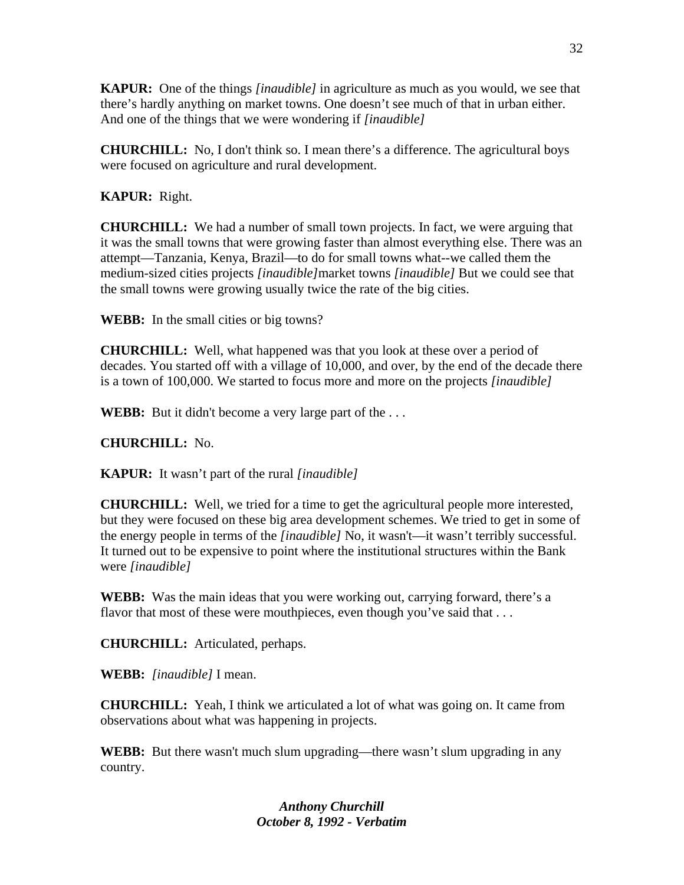**KAPUR:** One of the things *[inaudible]* in agriculture as much as you would, we see that there's hardly anything on market towns. One doesn't see much of that in urban either. And one of the things that we were wondering if *[inaudible]*

**CHURCHILL:** No, I don't think so. I mean there's a difference. The agricultural boys were focused on agriculture and rural development.

**KAPUR:** Right.

**CHURCHILL:** We had a number of small town projects. In fact, we were arguing that it was the small towns that were growing faster than almost everything else. There was an attempt—Tanzania, Kenya, Brazil—to do for small towns what--we called them the medium-sized cities projects *[inaudible]*market towns *[inaudible]* But we could see that the small towns were growing usually twice the rate of the big cities.

**WEBB:** In the small cities or big towns?

**CHURCHILL:** Well, what happened was that you look at these over a period of decades. You started off with a village of 10,000, and over, by the end of the decade there is a town of 100,000. We started to focus more and more on the projects *[inaudible]*

**WEBB:** But it didn't become a very large part of the . . .

**CHURCHILL:** No.

**KAPUR:** It wasn't part of the rural *[inaudible]*

**CHURCHILL:** Well, we tried for a time to get the agricultural people more interested, but they were focused on these big area development schemes. We tried to get in some of the energy people in terms of the *[inaudible]* No, it wasn't—it wasn't terribly successful. It turned out to be expensive to point where the institutional structures within the Bank were *[inaudible]*

**WEBB:** Was the main ideas that you were working out, carrying forward, there's a flavor that most of these were mouthpieces, even though you've said that . . .

**CHURCHILL:** Articulated, perhaps.

**WEBB:** *[inaudible]* I mean.

**CHURCHILL:** Yeah, I think we articulated a lot of what was going on. It came from observations about what was happening in projects.

**WEBB:** But there wasn't much slum upgrading—there wasn't slum upgrading in any country.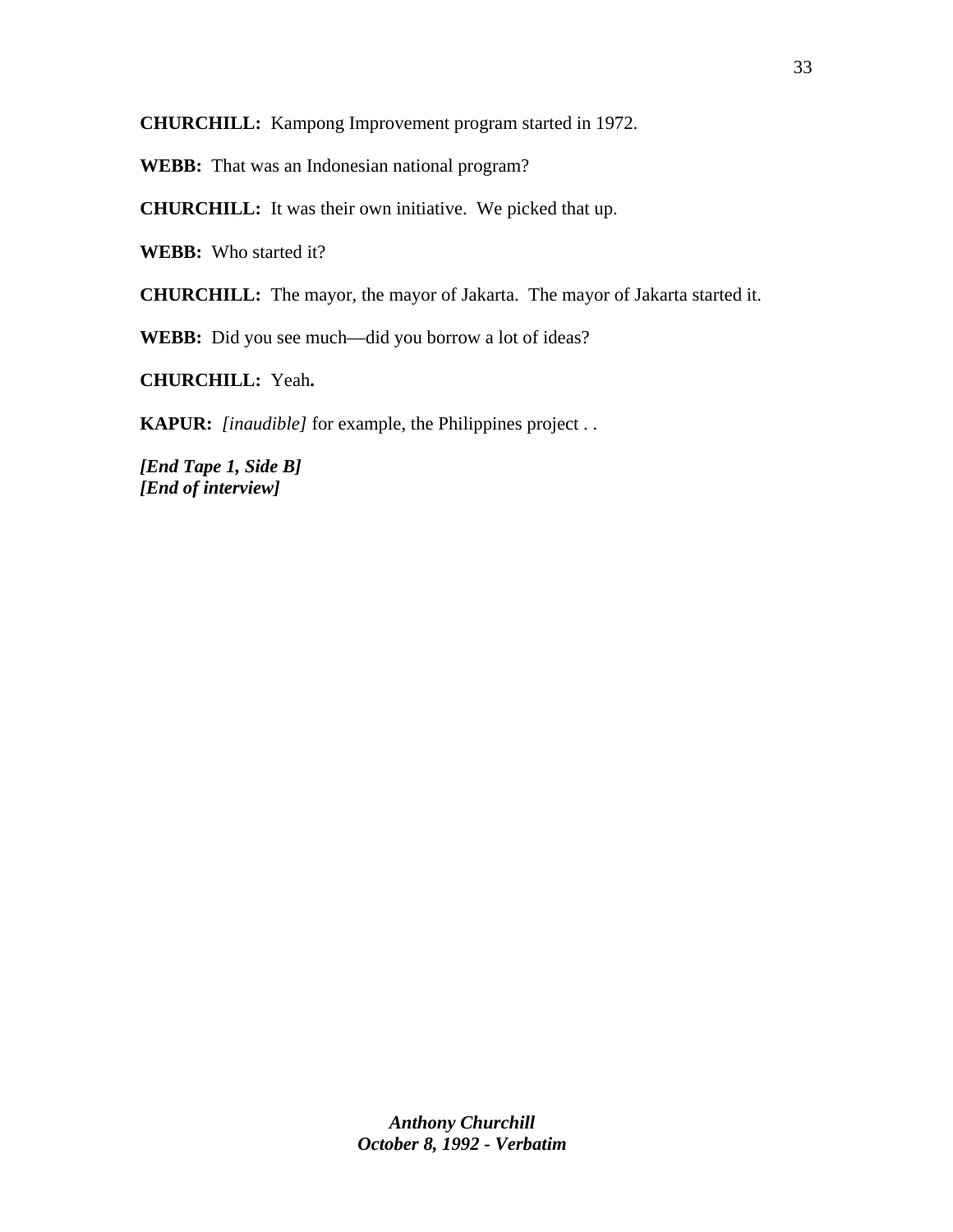**CHURCHILL:** Kampong Improvement program started in 1972.

**WEBB:** That was an Indonesian national program?

**CHURCHILL:** It was their own initiative. We picked that up.

**WEBB:** Who started it?

**CHURCHILL:** The mayor, the mayor of Jakarta. The mayor of Jakarta started it.

**WEBB:** Did you see much—did you borrow a lot of ideas?

**CHURCHILL:** Yeah**.**

**KAPUR:** *[inaudible]* for example, the Philippines project . .

***[End Tape 1, Side B]***
***[End of interview]***